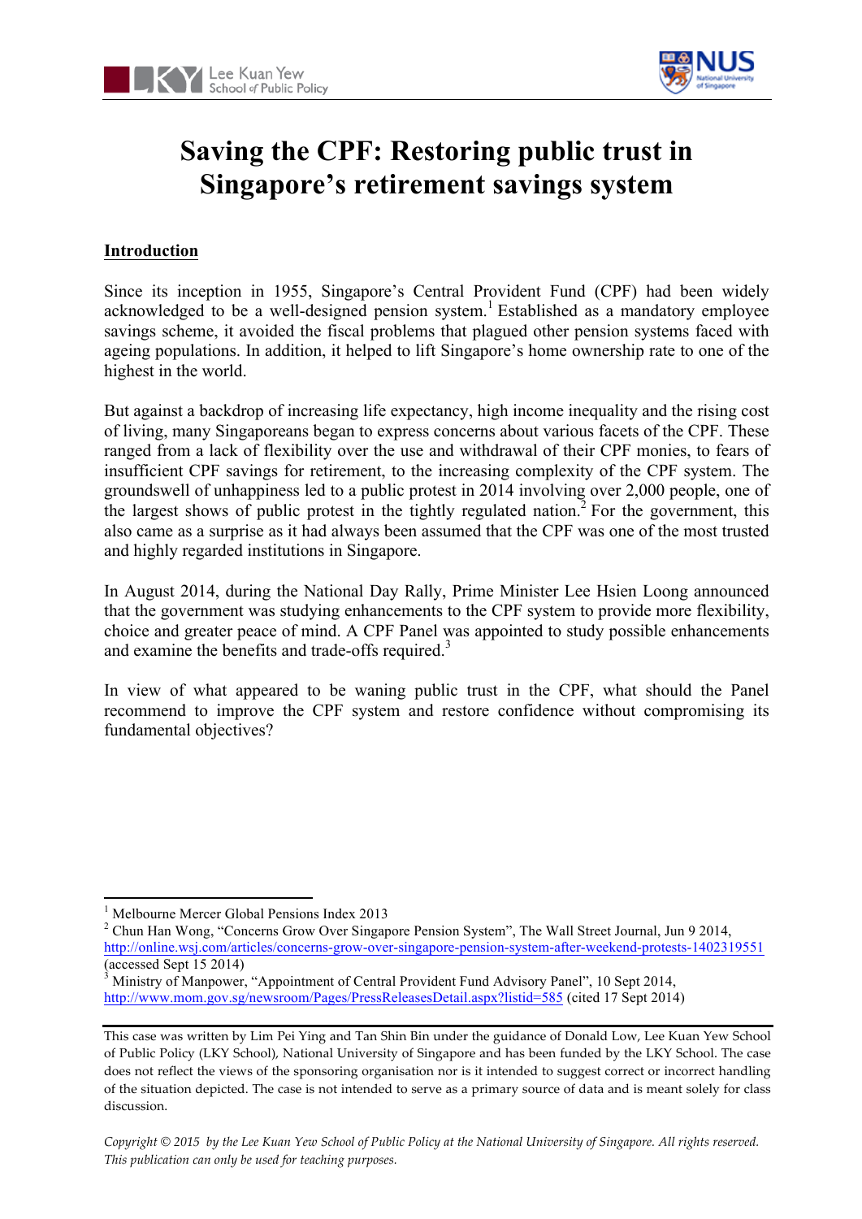# Saving the CPF: Restoring public trust in Singapore's retirement savings system

## Introduction

Since its inception in 1955, Singapore's Central Provident Fund (CPF) had been widely acknowledged to be a well-designed pension system.[1] Established as a mandatory employee savings scheme, it avoided the fiscal problems that plagued other pension systems faced with ageing populations. In addition, it helped to lift Singapore's home ownership rate to one of the highest in the world.

But against a backdrop of increasing life expectancy, high income inequality and the rising cost of living, many Singaporeans began to express concerns about various facets of the CPF. These ranged from a lack of flexibility over the use and withdrawal of their CPF monies, to fears of insufficient CPF savings for retirement, to the increasing complexity of the CPF system. The groundswell of unhappiness led to a public protest in 2014 involving over 2,000 people, one of the largest shows of public protest in the tightly regulated nation.[2] For the government, this also came as a surprise as it had always been assumed that the CPF was one of the most trusted and highly regarded institutions in Singapore.

In August 2014, during the National Day Rally, Prime Minister Lee Hsien Loong announced that the government was studying enhancements to the CPF system to provide more flexibility, choice and greater peace of mind. A CPF Panel was appointed to study possible enhancements and examine the benefits and trade-offs required.[3]

In view of what appeared to be waning public trust in the CPF, what should the Panel recommend to improve the CPF system and restore confidence without compromising its fundamental objectives?

---

[1] Melbourne Mercer Global Pensions Index 2013

[2] Chun Han Wong, "Concerns Grow Over Singapore Pension System", The Wall Street Journal, Jun 9 2014, http://online.wsj.com/articles/concerns-grow-over-singapore-pension-system-after-weekend-protests-1402319551 (accessed Sept 15 2014)

[3] Ministry of Manpower, "Appointment of Central Provident Fund Advisory Panel", 10 Sept 2014, http://www.mom.gov.sg/newsroom/Pages/PressReleasesDetail.aspx?listid=585 (cited 17 Sept 2014)

This case was written by Lim Pei Ying and Tan Shin Bin under the guidance of Donald Low, Lee Kuan Yew School of Public Policy (LKY School), National University of Singapore and has been funded by the LKY School. The case does not reflect the views of the sponsoring organisation nor is it intended to suggest correct or incorrect handling of the situation depicted. The case is not intended to serve as a primary source of data and is meant solely for class discussion.

*Copyright © 2015 by the Lee Kuan Yew School of Public Policy at the National University of Singapore. All rights reserved. This publication can only be used for teaching purposes.*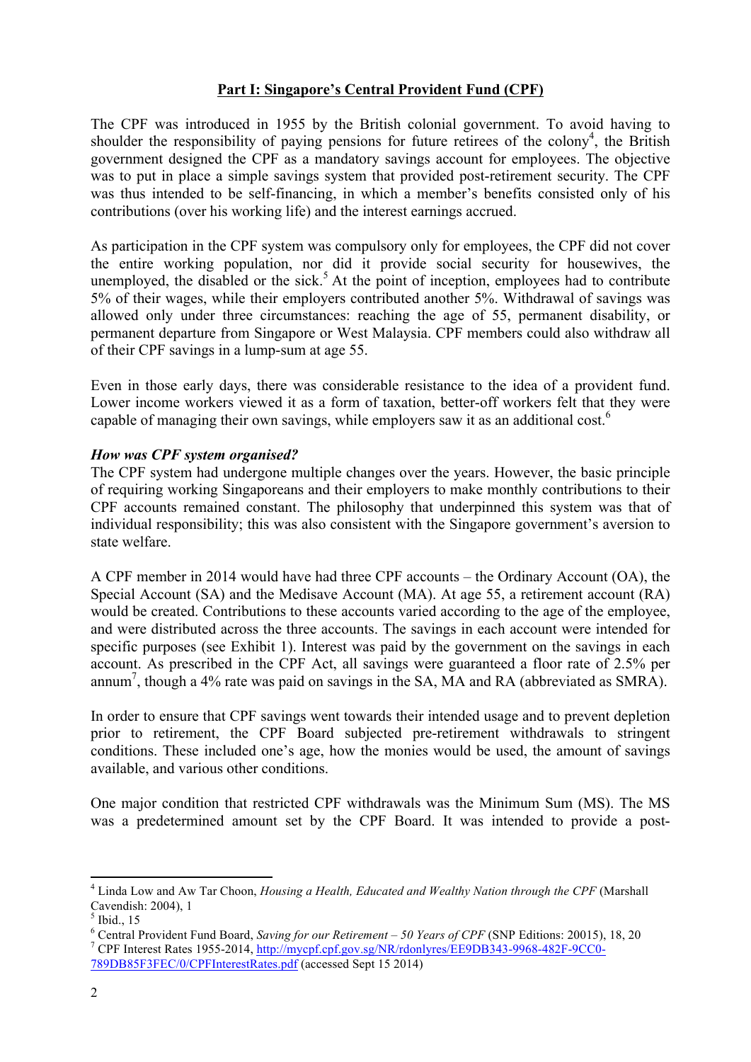## Part I: Singapore's Central Provident Fund (CPF)

The CPF was introduced in 1955 by the British colonial government. To avoid having to shoulder the responsibility of paying pensions for future retirees of the colony[4], the British government designed the CPF as a mandatory savings account for employees. The objective was to put in place a simple savings system that provided post-retirement security. The CPF was thus intended to be self-financing, in which a member's benefits consisted only of his contributions (over his working life) and the interest earnings accrued.

As participation in the CPF system was compulsory only for employees, the CPF did not cover the entire working population, nor did it provide social security for housewives, the unemployed, the disabled or the sick.[5] At the point of inception, employees had to contribute 5% of their wages, while their employers contributed another 5%. Withdrawal of savings was allowed only under three circumstances: reaching the age of 55, permanent disability, or permanent departure from Singapore or West Malaysia. CPF members could also withdraw all of their CPF savings in a lump-sum at age 55.

Even in those early days, there was considerable resistance to the idea of a provident fund. Lower income workers viewed it as a form of taxation, better-off workers felt that they were capable of managing their own savings, while employers saw it as an additional cost.[6]

### *How was CPF system organised?*

The CPF system had undergone multiple changes over the years. However, the basic principle of requiring working Singaporeans and their employers to make monthly contributions to their CPF accounts remained constant. The philosophy that underpinned this system was that of individual responsibility; this was also consistent with the Singapore government's aversion to state welfare.

A CPF member in 2014 would have had three CPF accounts – the Ordinary Account (OA), the Special Account (SA) and the Medisave Account (MA). At age 55, a retirement account (RA) would be created. Contributions to these accounts varied according to the age of the employee, and were distributed across the three accounts. The savings in each account were intended for specific purposes (see Exhibit 1). Interest was paid by the government on the savings in each account. As prescribed in the CPF Act, all savings were guaranteed a floor rate of 2.5% per annum[7], though a 4% rate was paid on savings in the SA, MA and RA (abbreviated as SMRA).

In order to ensure that CPF savings went towards their intended usage and to prevent depletion prior to retirement, the CPF Board subjected pre-retirement withdrawals to stringent conditions. These included one's age, how the monies would be used, the amount of savings available, and various other conditions.

One major condition that restricted CPF withdrawals was the Minimum Sum (MS). The MS was a predetermined amount set by the CPF Board. It was intended to provide a post-

---

[4] Linda Low and Aw Tar Choon, *Housing a Health, Educated and Wealthy Nation through the CPF* (Marshall Cavendish: 2004), 1

[5] Ibid., 15

[6] Central Provident Fund Board, *Saving for our Retirement – 50 Years of CPF* (SNP Editions: 20015), 18, 20

[7] CPF Interest Rates 1955-2014, http://mycpf.cpf.gov.sg/NR/rdonlyres/EE9DB343-9968-482F-9CC0-789DB85F3FEC/0/CPFInterestRates.pdf (accessed Sept 15 2014)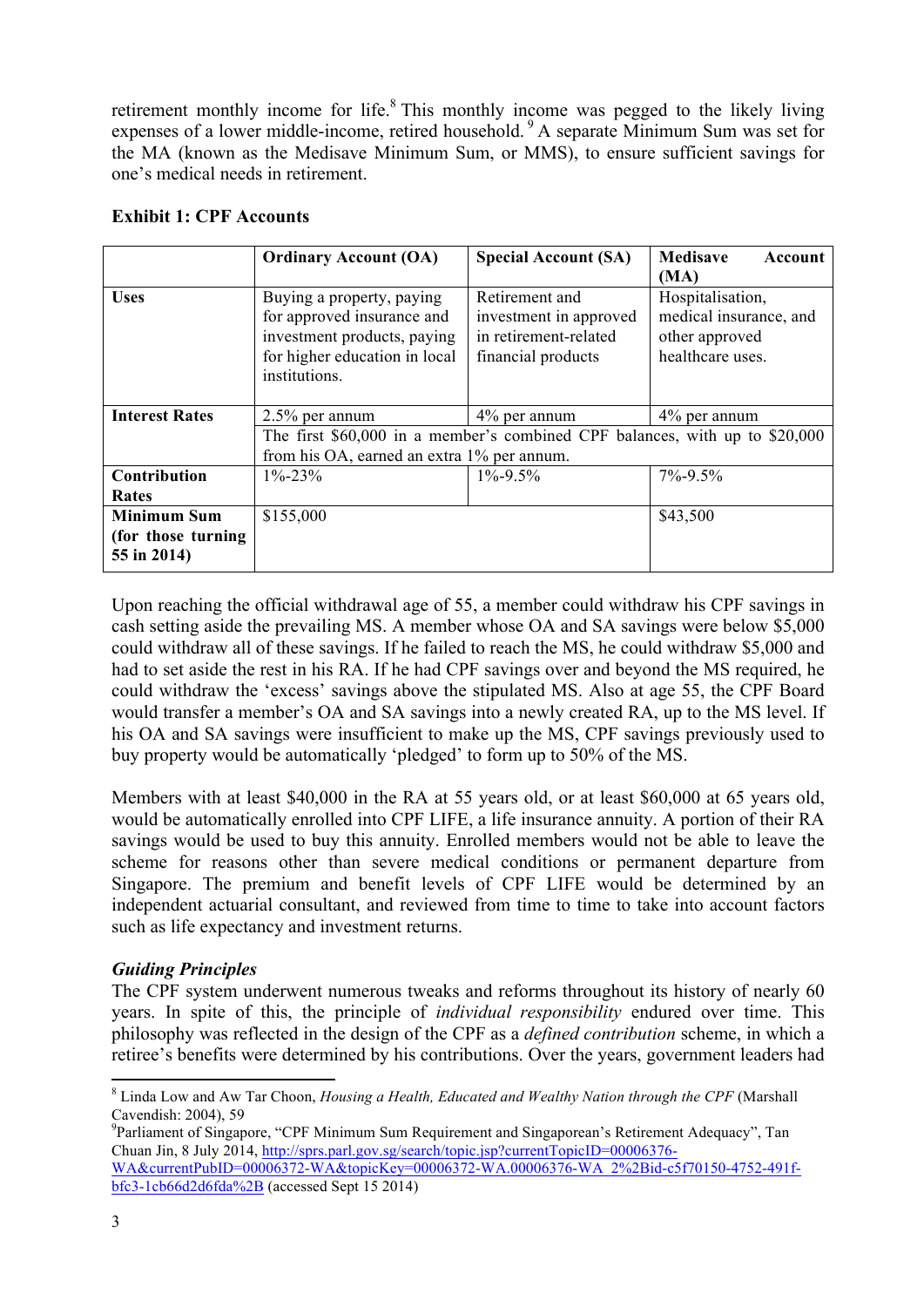retirement monthly income for life.[8] This monthly income was pegged to the likely living expenses of a lower middle-income, retired household.[9] A separate Minimum Sum was set for the MA (known as the Medisave Minimum Sum, or MMS), to ensure sufficient savings for one's medical needs in retirement.

**Exhibit 1: CPF Accounts**

| | **Ordinary Account (OA)** | **Special Account (SA)** | **Medisave Account (MA)** |
|---|---|---|---|
| **Uses** | Buying a property, paying for approved insurance and investment products, paying for higher education in local institutions. | Retirement and investment in approved in retirement-related financial products | Hospitalisation, medical insurance, and other approved healthcare uses. |
| **Interest Rates** | 2.5% per annum | 4% per annum | 4% per annum |
| | The first $60,000 in a member's combined CPF balances, with up to $20,000 from his OA, earned an extra 1% per annum. | | |
| **Contribution Rates** | 1%-23% | 1%-9.5% | 7%-9.5% |
| **Minimum Sum (for those turning 55 in 2014)** | $155,000 | | $43,500 |

Upon reaching the official withdrawal age of 55, a member could withdraw his CPF savings in cash setting aside the prevailing MS. A member whose OA and SA savings were below $5,000 could withdraw all of these savings. If he failed to reach the MS, he could withdraw $5,000 and had to set aside the rest in his RA. If he had CPF savings over and beyond the MS required, he could withdraw the 'excess' savings above the stipulated MS. Also at age 55, the CPF Board would transfer a member's OA and SA savings into a newly created RA, up to the MS level. If his OA and SA savings were insufficient to make up the MS, CPF savings previously used to buy property would be automatically 'pledged' to form up to 50% of the MS.

Members with at least $40,000 in the RA at 55 years old, or at least $60,000 at 65 years old, would be automatically enrolled into CPF LIFE, a life insurance annuity. A portion of their RA savings would be used to buy this annuity. Enrolled members would not be able to leave the scheme for reasons other than severe medical conditions or permanent departure from Singapore. The premium and benefit levels of CPF LIFE would be determined by an independent actuarial consultant, and reviewed from time to time to take into account factors such as life expectancy and investment returns.

### *Guiding Principles*

The CPF system underwent numerous tweaks and reforms throughout its history of nearly 60 years. In spite of this, the principle of *individual responsibility* endured over time. This philosophy was reflected in the design of the CPF as a *defined contribution* scheme, in which a retiree's benefits were determined by his contributions. Over the years, government leaders had

---

[8] Linda Low and Aw Tar Choon, *Housing a Health, Educated and Wealthy Nation through the CPF* (Marshall Cavendish: 2004), 59

[9] Parliament of Singapore, "CPF Minimum Sum Requirement and Singaporean's Retirement Adequacy", Tan Chuan Jin, 8 July 2014, http://sprs.parl.gov.sg/search/topic.jsp?currentTopicID=00006376-WA&currentPubID=00006372-WA&topicKey=00006372-WA.00006376-WA_2%2Bid-c5f70150-4752-491f-bfc3-1cb66d2d6fda%2B (accessed Sept 15 2014)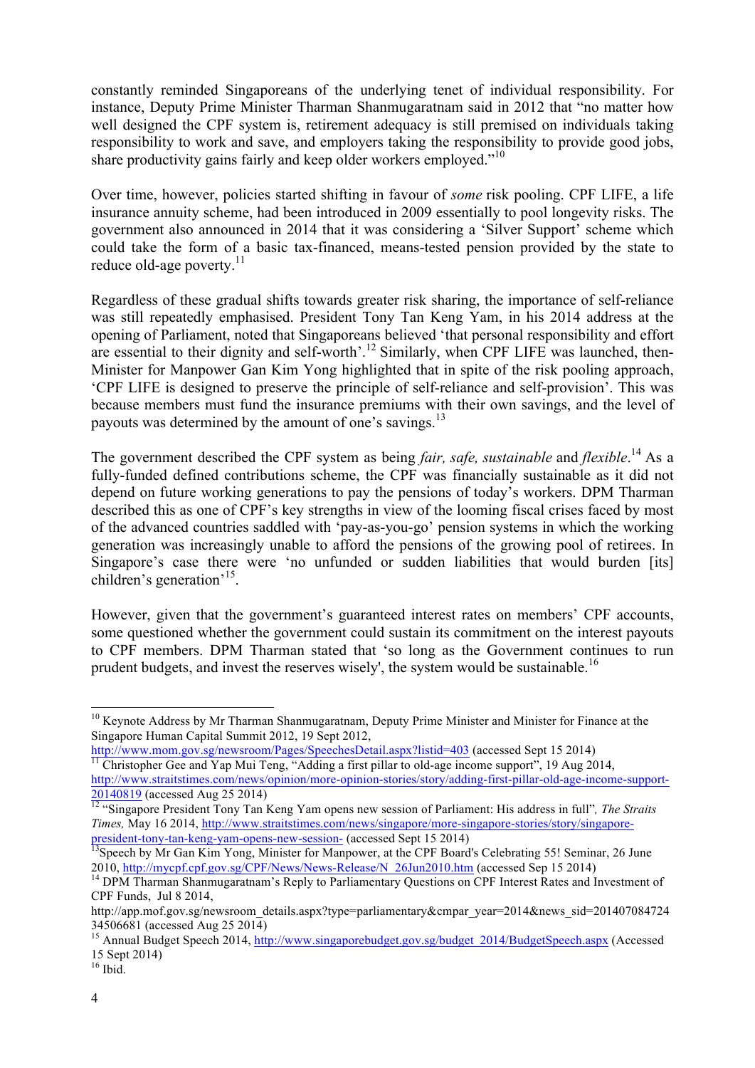constantly reminded Singaporeans of the underlying tenet of individual responsibility. For instance, Deputy Prime Minister Tharman Shanmugaratnam said in 2012 that "no matter how well designed the CPF system is, retirement adequacy is still premised on individuals taking responsibility to work and save, and employers taking the responsibility to provide good jobs, share productivity gains fairly and keep older workers employed."[10]

Over time, however, policies started shifting in favour of *some* risk pooling. CPF LIFE, a life insurance annuity scheme, had been introduced in 2009 essentially to pool longevity risks. The government also announced in 2014 that it was considering a 'Silver Support' scheme which could take the form of a basic tax-financed, means-tested pension provided by the state to reduce old-age poverty.[11]

Regardless of these gradual shifts towards greater risk sharing, the importance of self-reliance was still repeatedly emphasised. President Tony Tan Keng Yam, in his 2014 address at the opening of Parliament, noted that Singaporeans believed 'that personal responsibility and effort are essential to their dignity and self-worth'.[12] Similarly, when CPF LIFE was launched, then-Minister for Manpower Gan Kim Yong highlighted that in spite of the risk pooling approach, 'CPF LIFE is designed to preserve the principle of self-reliance and self-provision'. This was because members must fund the insurance premiums with their own savings, and the level of payouts was determined by the amount of one's savings.[13]

The government described the CPF system as being *fair, safe, sustainable* and *flexible*.[14] As a fully-funded defined contributions scheme, the CPF was financially sustainable as it did not depend on future working generations to pay the pensions of today's workers. DPM Tharman described this as one of CPF's key strengths in view of the looming fiscal crises faced by most of the advanced countries saddled with 'pay-as-you-go' pension systems in which the working generation was increasingly unable to afford the pensions of the growing pool of retirees. In Singapore's case there were 'no unfunded or sudden liabilities that would burden [its] children's generation'[15].

However, given that the government's guaranteed interest rates on members' CPF accounts, some questioned whether the government could sustain its commitment on the interest payouts to CPF members. DPM Tharman stated that 'so long as the Government continues to run prudent budgets, and invest the reserves wisely', the system would be sustainable.[16]

---

[10] Keynote Address by Mr Tharman Shanmugaratnam, Deputy Prime Minister and Minister for Finance at the Singapore Human Capital Summit 2012, 19 Sept 2012, http://www.mom.gov.sg/newsroom/Pages/SpeechesDetail.aspx?listid=403 (accessed Sept 15 2014)

[11] Christopher Gee and Yap Mui Teng, "Adding a first pillar to old-age income support", 19 Aug 2014, http://www.straitstimes.com/news/opinion/more-opinion-stories/story/adding-first-pillar-old-age-income-support-20140819 (accessed Aug 25 2014)

[12] "Singapore President Tony Tan Keng Yam opens new session of Parliament: His address in full", *The Straits Times,* May 16 2014, http://www.straitstimes.com/news/singapore/more-singapore-stories/story/singapore-president-tony-tan-keng-yam-opens-new-session- (accessed Sept 15 2014)

[13] Speech by Mr Gan Kim Yong, Minister for Manpower, at the CPF Board's Celebrating 55! Seminar, 26 June 2010, http://mycpf.cpf.gov.sg/CPF/News/News-Release/N_26Jun2010.htm (accessed Sep 15 2014)

[14] DPM Tharman Shanmugaratnam's Reply to Parliamentary Questions on CPF Interest Rates and Investment of CPF Funds, Jul 8 2014, http://app.mof.gov.sg/newsroom_details.aspx?type=parliamentary&cmpar_year=2014&news_sid=20140708472434506681 (accessed Aug 25 2014)

[15] Annual Budget Speech 2014, http://www.singaporebudget.gov.sg/budget_2014/BudgetSpeech.aspx (Accessed 15 Sept 2014)

[16] Ibid.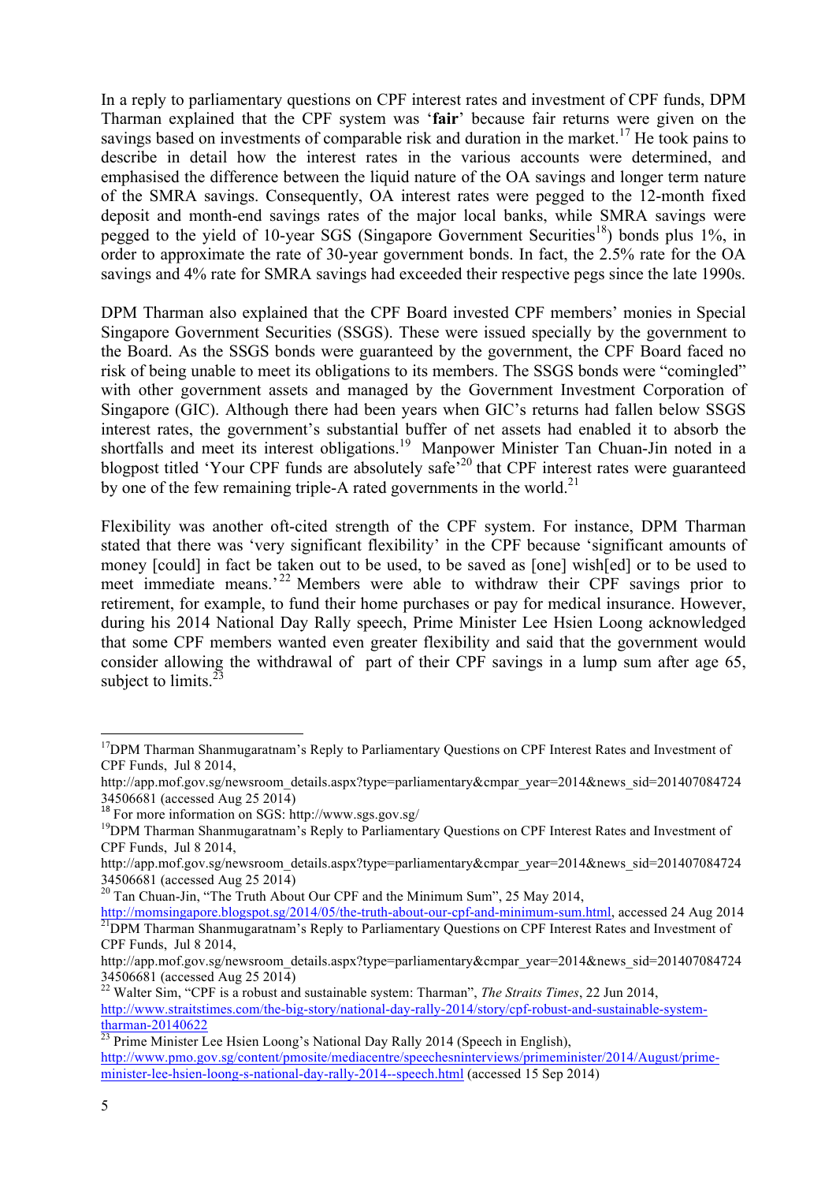In a reply to parliamentary questions on CPF interest rates and investment of CPF funds, DPM Tharman explained that the CPF system was '**fair**' because fair returns were given on the savings based on investments of comparable risk and duration in the market.[17] He took pains to describe in detail how the interest rates in the various accounts were determined, and emphasised the difference between the liquid nature of the OA savings and longer term nature of the SMRA savings. Consequently, OA interest rates were pegged to the 12-month fixed deposit and month-end savings rates of the major local banks, while SMRA savings were pegged to the yield of 10-year SGS (Singapore Government Securities[18]) bonds plus 1%, in order to approximate the rate of 30-year government bonds. In fact, the 2.5% rate for the OA savings and 4% rate for SMRA savings had exceeded their respective pegs since the late 1990s.

DPM Tharman also explained that the CPF Board invested CPF members' monies in Special Singapore Government Securities (SSGS). These were issued specially by the government to the Board. As the SSGS bonds were guaranteed by the government, the CPF Board faced no risk of being unable to meet its obligations to its members. The SSGS bonds were "comingled" with other government assets and managed by the Government Investment Corporation of Singapore (GIC). Although there had been years when GIC's returns had fallen below SSGS interest rates, the government's substantial buffer of net assets had enabled it to absorb the shortfalls and meet its interest obligations.[19] Manpower Minister Tan Chuan-Jin noted in a blogpost titled 'Your CPF funds are absolutely safe'[20] that CPF interest rates were guaranteed by one of the few remaining triple-A rated governments in the world.[21]

Flexibility was another oft-cited strength of the CPF system. For instance, DPM Tharman stated that there was 'very significant flexibility' in the CPF because 'significant amounts of money [could] in fact be taken out to be used, to be saved as [one] wish[ed] or to be used to meet immediate means.'[22] Members were able to withdraw their CPF savings prior to retirement, for example, to fund their home purchases or pay for medical insurance. However, during his 2014 National Day Rally speech, Prime Minister Lee Hsien Loong acknowledged that some CPF members wanted even greater flexibility and said that the government would consider allowing the withdrawal of part of their CPF savings in a lump sum after age 65, subject to limits.[23]

---

[17] DPM Tharman Shanmugaratnam's Reply to Parliamentary Questions on CPF Interest Rates and Investment of CPF Funds, Jul 8 2014, http://app.mof.gov.sg/newsroom_details.aspx?type=parliamentary&cmpar_year=2014&news_sid=20140708472434506681 (accessed Aug 25 2014)

[18] For more information on SGS: http://www.sgs.gov.sg/

[19] DPM Tharman Shanmugaratnam's Reply to Parliamentary Questions on CPF Interest Rates and Investment of CPF Funds, Jul 8 2014, http://app.mof.gov.sg/newsroom_details.aspx?type=parliamentary&cmpar_year=2014&news_sid=20140708472434506681 (accessed Aug 25 2014)

[20] Tan Chuan-Jin, "The Truth About Our CPF and the Minimum Sum", 25 May 2014, http://momsingapore.blogspot.sg/2014/05/the-truth-about-our-cpf-and-minimum-sum.html, accessed 24 Aug 2014

[21] DPM Tharman Shanmugaratnam's Reply to Parliamentary Questions on CPF Interest Rates and Investment of CPF Funds, Jul 8 2014, http://app.mof.gov.sg/newsroom_details.aspx?type=parliamentary&cmpar_year=2014&news_sid=20140708472434506681 (accessed Aug 25 2014)

[22] Walter Sim, "CPF is a robust and sustainable system: Tharman", *The Straits Times*, 22 Jun 2014, http://www.straitstimes.com/the-big-story/national-day-rally-2014/story/cpf-robust-and-sustainable-system-tharman-20140622

[23] Prime Minister Lee Hsien Loong's National Day Rally 2014 (Speech in English), http://www.pmo.gov.sg/content/pmosite/mediacentre/speechesninterviews/primeminister/2014/August/prime-minister-lee-hsien-loong-s-national-day-rally-2014--speech.html (accessed 15 Sep 2014)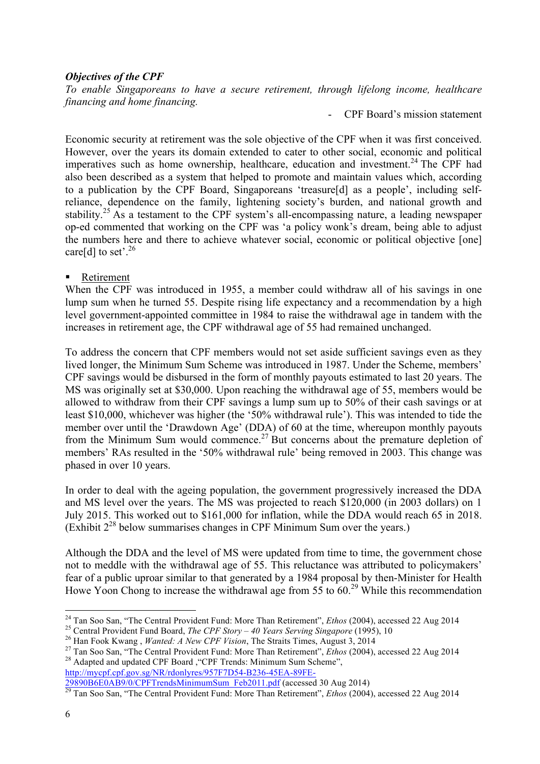### *Objectives of the CPF*

*To enable Singaporeans to have a secure retirement, through lifelong income, healthcare financing and home financing.*

- CPF Board's mission statement

Economic security at retirement was the sole objective of the CPF when it was first conceived. However, over the years its domain extended to cater to other social, economic and political imperatives such as home ownership, healthcare, education and investment.[24] The CPF had also been described as a system that helped to promote and maintain values which, according to a publication by the CPF Board, Singaporeans 'treasure[d] as a people', including self-reliance, dependence on the family, lightening society's burden, and national growth and stability.[25] As a testament to the CPF system's all-encompassing nature, a leading newspaper op-ed commented that working on the CPF was 'a policy wonk's dream, being able to adjust the numbers here and there to achieve whatever social, economic or political objective [one] care[d] to set'.[26]

- Retirement

When the CPF was introduced in 1955, a member could withdraw all of his savings in one lump sum when he turned 55. Despite rising life expectancy and a recommendation by a high level government-appointed committee in 1984 to raise the withdrawal age in tandem with the increases in retirement age, the CPF withdrawal age of 55 had remained unchanged.

To address the concern that CPF members would not set aside sufficient savings even as they lived longer, the Minimum Sum Scheme was introduced in 1987. Under the Scheme, members' CPF savings would be disbursed in the form of monthly payouts estimated to last 20 years. The MS was originally set at $30,000. Upon reaching the withdrawal age of 55, members would be allowed to withdraw from their CPF savings a lump sum up to 50% of their cash savings or at least $10,000, whichever was higher (the '50% withdrawal rule'). This was intended to tide the member over until the 'Drawdown Age' (DDA) of 60 at the time, whereupon monthly payouts from the Minimum Sum would commence.[27] But concerns about the premature depletion of members' RAs resulted in the '50% withdrawal rule' being removed in 2003. This change was phased in over 10 years.

In order to deal with the ageing population, the government progressively increased the DDA and MS level over the years. The MS was projected to reach $120,000 (in 2003 dollars) on 1 July 2015. This worked out to $161,000 for inflation, while the DDA would reach 65 in 2018. (Exhibit 2[28] below summarises changes in CPF Minimum Sum over the years.)

Although the DDA and the level of MS were updated from time to time, the government chose not to meddle with the withdrawal age of 55. This reluctance was attributed to policymakers' fear of a public uproar similar to that generated by a 1984 proposal by then-Minister for Health Howe Yoon Chong to increase the withdrawal age from 55 to 60.[29] While this recommendation

---

[24] Tan Soo San, "The Central Provident Fund: More Than Retirement", *Ethos* (2004), accessed 22 Aug 2014

[25] Central Provident Fund Board, *The CPF Story – 40 Years Serving Singapore* (1995), 10

[26] Han Fook Kwang , *Wanted: A New CPF Vision*, The Straits Times, August 3, 2014

[27] Tan Soo San, "The Central Provident Fund: More Than Retirement", *Ethos* (2004), accessed 22 Aug 2014

[28] Adapted and updated CPF Board ,"CPF Trends: Minimum Sum Scheme", http://mycpf.cpf.gov.sg/NR/rdonlyres/957F7D54-B236-45EA-89FE-29890B6E0AB9/0/CPFTrendsMinimumSum_Feb2011.pdf (accessed 30 Aug 2014)

[29] Tan Soo San, "The Central Provident Fund: More Than Retirement", *Ethos* (2004), accessed 22 Aug 2014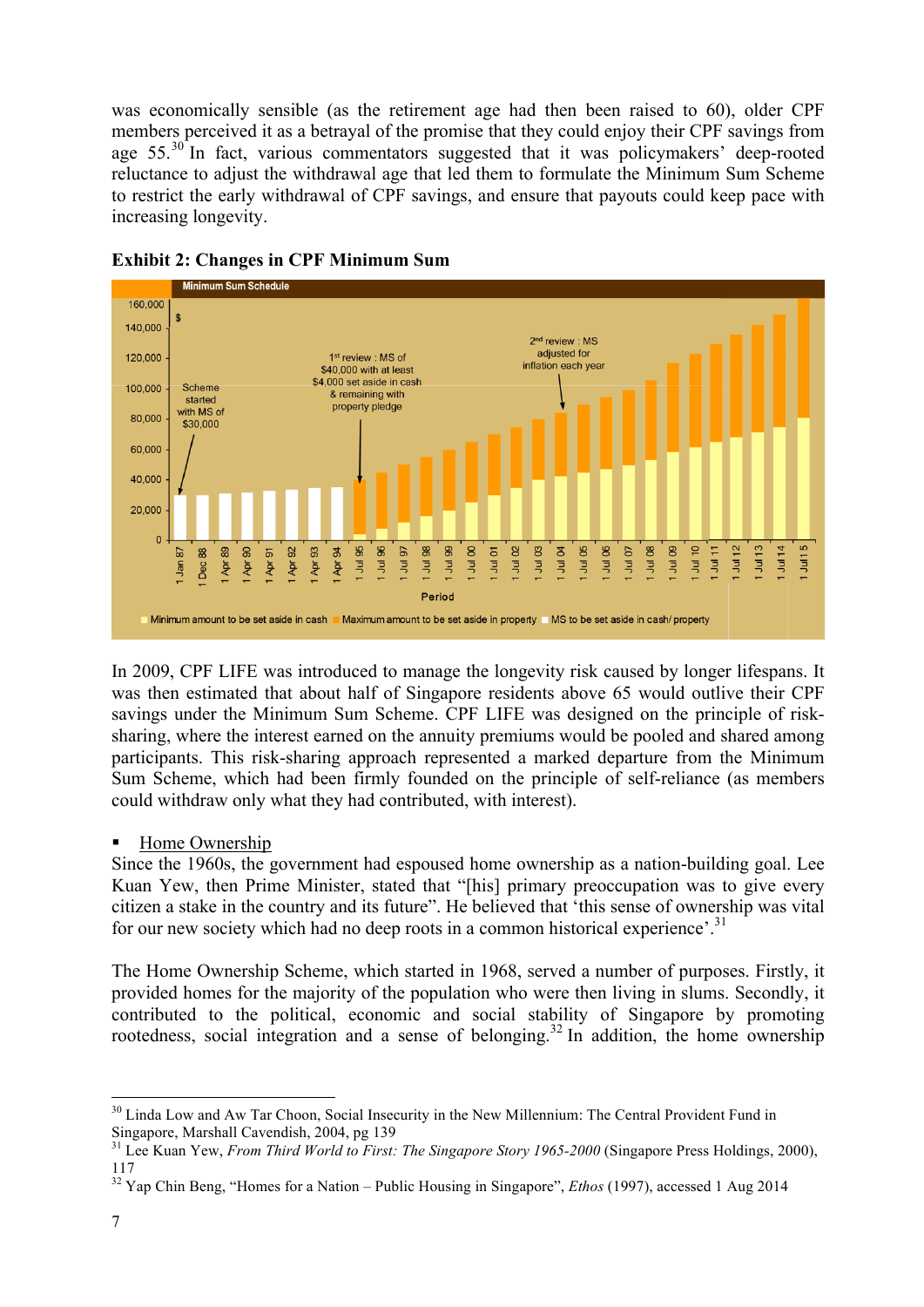was economically sensible (as the retirement age had then been raised to 60), older CPF members perceived it as a betrayal of the promise that they could enjoy their CPF savings from age 55.[30] In fact, various commentators suggested that it was policymakers' deep-rooted reluctance to adjust the withdrawal age that led them to formulate the Minimum Sum Scheme to restrict the early withdrawal of CPF savings, and ensure that payouts could keep pace with increasing longevity.

**Exhibit 2: Changes in CPF Minimum Sum**

Minimum Sum Schedule

$

Scheme started with MS of $30,000

1st review : MS of $40,000 with at least $4,000 set aside in cash & remaining with property pledge

2nd review : MS adjusted for inflation each year

Period

Minimum amount to be set aside in cash | Maximum amount to be set aside in property | MS to be set aside in cash/ property

In 2009, CPF LIFE was introduced to manage the longevity risk caused by longer lifespans. It was then estimated that about half of Singapore residents above 65 would outlive their CPF savings under the Minimum Sum Scheme. CPF LIFE was designed on the principle of risk-sharing, where the interest earned on the annuity premiums would be pooled and shared among participants. This risk-sharing approach represented a marked departure from the Minimum Sum Scheme, which had been firmly founded on the principle of self-reliance (as members could withdraw only what they had contributed, with interest).

- Home Ownership

Since the 1960s, the government had espoused home ownership as a nation-building goal. Lee Kuan Yew, then Prime Minister, stated that "[his] primary preoccupation was to give every citizen a stake in the country and its future". He believed that 'this sense of ownership was vital for our new society which had no deep roots in a common historical experience'.[31]

The Home Ownership Scheme, which started in 1968, served a number of purposes. Firstly, it provided homes for the majority of the population who were then living in slums. Secondly, it contributed to the political, economic and social stability of Singapore by promoting rootedness, social integration and a sense of belonging.[32] In addition, the home ownership

---

[30] Linda Low and Aw Tar Choon, Social Insecurity in the New Millennium: The Central Provident Fund in Singapore, Marshall Cavendish, 2004, pg 139

[31] Lee Kuan Yew, *From Third World to First: The Singapore Story 1965-2000* (Singapore Press Holdings, 2000), 117

[32] Yap Chin Beng, "Homes for a Nation – Public Housing in Singapore", *Ethos* (1997), accessed 1 Aug 2014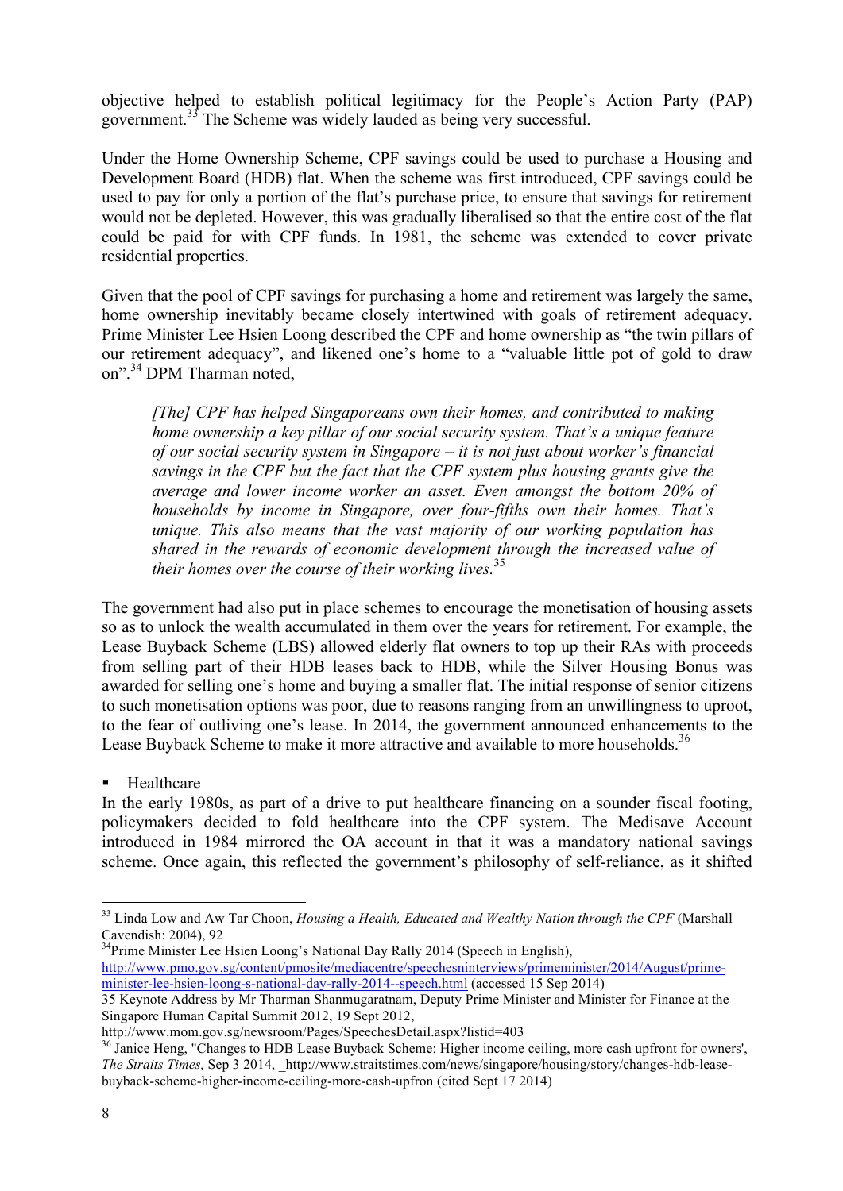objective helped to establish political legitimacy for the People's Action Party (PAP) government.[33] The Scheme was widely lauded as being very successful.

Under the Home Ownership Scheme, CPF savings could be used to purchase a Housing and Development Board (HDB) flat. When the scheme was first introduced, CPF savings could be used to pay for only a portion of the flat's purchase price, to ensure that savings for retirement would not be depleted. However, this was gradually liberalised so that the entire cost of the flat could be paid for with CPF funds. In 1981, the scheme was extended to cover private residential properties.

Given that the pool of CPF savings for purchasing a home and retirement was largely the same, home ownership inevitably became closely intertwined with goals of retirement adequacy. Prime Minister Lee Hsien Loong described the CPF and home ownership as "the twin pillars of our retirement adequacy", and likened one's home to a "valuable little pot of gold to draw on".[34] DPM Tharman noted,

> *[The] CPF has helped Singaporeans own their homes, and contributed to making home ownership a key pillar of our social security system. That's a unique feature of our social security system in Singapore – it is not just about worker's financial savings in the CPF but the fact that the CPF system plus housing grants give the average and lower income worker an asset. Even amongst the bottom 20% of households by income in Singapore, over four-fifths own their homes. That's unique. This also means that the vast majority of our working population has shared in the rewards of economic development through the increased value of their homes over the course of their working lives.*[35]

The government had also put in place schemes to encourage the monetisation of housing assets so as to unlock the wealth accumulated in them over the years for retirement. For example, the Lease Buyback Scheme (LBS) allowed elderly flat owners to top up their RAs with proceeds from selling part of their HDB leases back to HDB, while the Silver Housing Bonus was awarded for selling one's home and buying a smaller flat. The initial response of senior citizens to such monetisation options was poor, due to reasons ranging from an unwillingness to uproot, to the fear of outliving one's lease. In 2014, the government announced enhancements to the Lease Buyback Scheme to make it more attractive and available to more households.[36]

- Healthcare

In the early 1980s, as part of a drive to put healthcare financing on a sounder fiscal footing, policymakers decided to fold healthcare into the CPF system. The Medisave Account introduced in 1984 mirrored the OA account in that it was a mandatory national savings scheme. Once again, this reflected the government's philosophy of self-reliance, as it shifted

---

[33] Linda Low and Aw Tar Choon, *Housing a Health, Educated and Wealthy Nation through the CPF* (Marshall Cavendish: 2004), 92

[34] Prime Minister Lee Hsien Loong's National Day Rally 2014 (Speech in English), http://www.pmo.gov.sg/content/pmosite/mediacentre/speechesninterviews/primeminister/2014/August/prime-minister-lee-hsien-loong-s-national-day-rally-2014--speech.html (accessed 15 Sep 2014)

35 Keynote Address by Mr Tharman Shanmugaratnam, Deputy Prime Minister and Minister for Finance at the Singapore Human Capital Summit 2012, 19 Sept 2012, http://www.mom.gov.sg/newsroom/Pages/SpeechesDetail.aspx?listid=403

[36] Janice Heng, "Changes to HDB Lease Buyback Scheme: Higher income ceiling, more cash upfront for owners', *The Straits Times,* Sep 3 2014, _http://www.straitstimes.com/news/singapore/housing/story/changes-hdb-lease-buyback-scheme-higher-income-ceiling-more-cash-upfron (cited Sept 17 2014)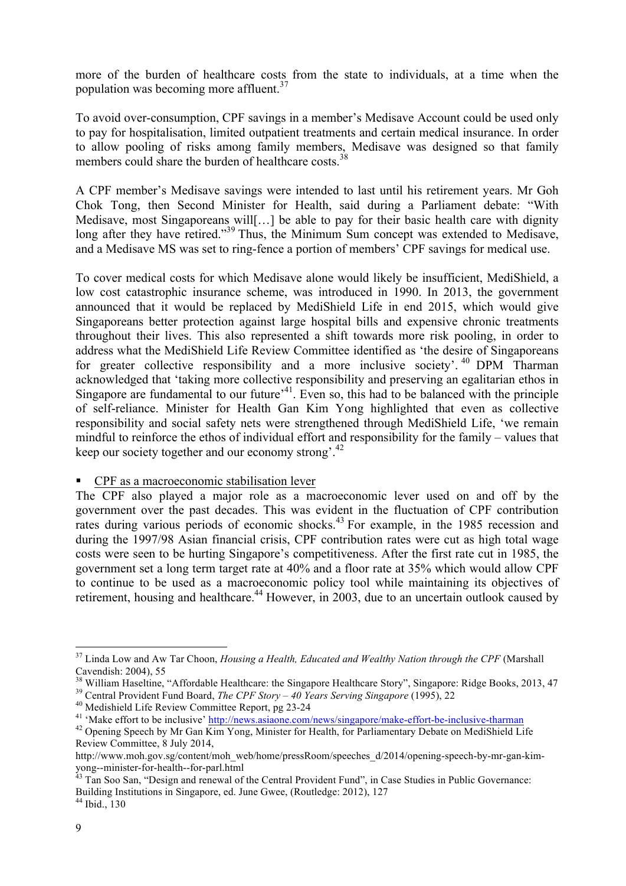more of the burden of healthcare costs from the state to individuals, at a time when the population was becoming more affluent.[37]

To avoid over-consumption, CPF savings in a member's Medisave Account could be used only to pay for hospitalisation, limited outpatient treatments and certain medical insurance. In order to allow pooling of risks among family members, Medisave was designed so that family members could share the burden of healthcare costs.[38]

A CPF member's Medisave savings were intended to last until his retirement years. Mr Goh Chok Tong, then Second Minister for Health, said during a Parliament debate: "With Medisave, most Singaporeans will[…] be able to pay for their basic health care with dignity long after they have retired."[39] Thus, the Minimum Sum concept was extended to Medisave, and a Medisave MS was set to ring-fence a portion of members' CPF savings for medical use.

To cover medical costs for which Medisave alone would likely be insufficient, MediShield, a low cost catastrophic insurance scheme, was introduced in 1990. In 2013, the government announced that it would be replaced by MediShield Life in end 2015, which would give Singaporeans better protection against large hospital bills and expensive chronic treatments throughout their lives. This also represented a shift towards more risk pooling, in order to address what the MediShield Life Review Committee identified as 'the desire of Singaporeans for greater collective responsibility and a more inclusive society'.[40] DPM Tharman acknowledged that 'taking more collective responsibility and preserving an egalitarian ethos in Singapore are fundamental to our future'[41]. Even so, this had to be balanced with the principle of self-reliance. Minister for Health Gan Kim Yong highlighted that even as collective responsibility and social safety nets were strengthened through MediShield Life, 'we remain mindful to reinforce the ethos of individual effort and responsibility for the family – values that keep our society together and our economy strong'.[42]

- CPF as a macroeconomic stabilisation lever

The CPF also played a major role as a macroeconomic lever used on and off by the government over the past decades. This was evident in the fluctuation of CPF contribution rates during various periods of economic shocks.[43] For example, in the 1985 recession and during the 1997/98 Asian financial crisis, CPF contribution rates were cut as high total wage costs were seen to be hurting Singapore's competitiveness. After the first rate cut in 1985, the government set a long term target rate at 40% and a floor rate at 35% which would allow CPF to continue to be used as a macroeconomic policy tool while maintaining its objectives of retirement, housing and healthcare.[44] However, in 2003, due to an uncertain outlook caused by

---

[37] Linda Low and Aw Tar Choon, *Housing a Health, Educated and Wealthy Nation through the CPF* (Marshall Cavendish: 2004), 55

[38] William Haseltine, "Affordable Healthcare: the Singapore Healthcare Story", Singapore: Ridge Books, 2013, 47

[39] Central Provident Fund Board, *The CPF Story – 40 Years Serving Singapore* (1995), 22

[40] Medishield Life Review Committee Report, pg 23-24

[41] 'Make effort to be inclusive' http://news.asiaone.com/news/singapore/make-effort-be-inclusive-tharman

[42] Opening Speech by Mr Gan Kim Yong, Minister for Health, for Parliamentary Debate on MediShield Life Review Committee, 8 July 2014, http://www.moh.gov.sg/content/moh_web/home/pressRoom/speeches_d/2014/opening-speech-by-mr-gan-kim-yong--minister-for-health--for-parl.html

[43] Tan Soo San, "Design and renewal of the Central Provident Fund", in Case Studies in Public Governance: Building Institutions in Singapore, ed. June Gwee, (Routledge: 2012), 127

[44] Ibid., 130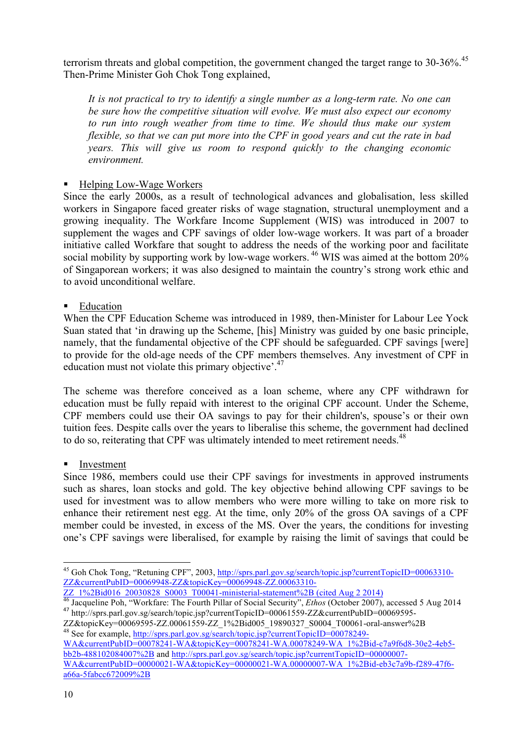terrorism threats and global competition, the government changed the target range to 30-36%.[45] Then-Prime Minister Goh Chok Tong explained,

> *It is not practical to try to identify a single number as a long-term rate. No one can be sure how the competitive situation will evolve. We must also expect our economy to run into rough weather from time to time. We should thus make our system flexible, so that we can put more into the CPF in good years and cut the rate in bad years. This will give us room to respond quickly to the changing economic environment.*

- Helping Low-Wage Workers

Since the early 2000s, as a result of technological advances and globalisation, less skilled workers in Singapore faced greater risks of wage stagnation, structural unemployment and a growing inequality. The Workfare Income Supplement (WIS) was introduced in 2007 to supplement the wages and CPF savings of older low-wage workers. It was part of a broader initiative called Workfare that sought to address the needs of the working poor and facilitate social mobility by supporting work by low-wage workers.[46] WIS was aimed at the bottom 20% of Singaporean workers; it was also designed to maintain the country's strong work ethic and to avoid unconditional welfare.

- Education

When the CPF Education Scheme was introduced in 1989, then-Minister for Labour Lee Yock Suan stated that 'in drawing up the Scheme, [his] Ministry was guided by one basic principle, namely, that the fundamental objective of the CPF should be safeguarded. CPF savings [were] to provide for the old-age needs of the CPF members themselves. Any investment of CPF in education must not violate this primary objective'.[47]

The scheme was therefore conceived as a loan scheme, where any CPF withdrawn for education must be fully repaid with interest to the original CPF account. Under the Scheme, CPF members could use their OA savings to pay for their children's, spouse's or their own tuition fees. Despite calls over the years to liberalise this scheme, the government had declined to do so, reiterating that CPF was ultimately intended to meet retirement needs.[48]

- Investment

Since 1986, members could use their CPF savings for investments in approved instruments such as shares, loan stocks and gold. The key objective behind allowing CPF savings to be used for investment was to allow members who were more willing to take on more risk to enhance their retirement nest egg. At the time, only 20% of the gross OA savings of a CPF member could be invested, in excess of the MS. Over the years, the conditions for investing one's CPF savings were liberalised, for example by raising the limit of savings that could be

---

[45] Goh Chok Tong, "Retuning CPF", 2003, http://sprs.parl.gov.sg/search/topic.jsp?currentTopicID=00063310-ZZ&currentPubID=00069948-ZZ&topicKey=00069948-ZZ.00063310-ZZ_1%2Bid016_20030828_S0003_T00041-ministerial-statement%2B (cited Aug 2 2014)

[46] Jacqueline Poh, "Workfare: The Fourth Pillar of Social Security", *Ethos* (October 2007), accessed 5 Aug 2014

[47] http://sprs.parl.gov.sg/search/topic.jsp?currentTopicID=00061559-ZZ&currentPubID=00069595-ZZ&topicKey=00069595-ZZ.00061559-ZZ_1%2Bid005_19890327_S0004_T00061-oral-answer%2B

[48] See for example, http://sprs.parl.gov.sg/search/topic.jsp?currentTopicID=00078249-WA&currentPubID=00078241-WA&topicKey=00078241-WA.00078249-WA_1%2Bid-c7a9f6d8-30e2-4eb5-bb2b-488102084007%2B and http://sprs.parl.gov.sg/search/topic.jsp?currentTopicID=00000007-WA&currentPubID=00000021-WA&topicKey=00000021-WA.00000007-WA_1%2Bid-eb3c7a9b-f289-47f6-a66a-5fabcc672009%2B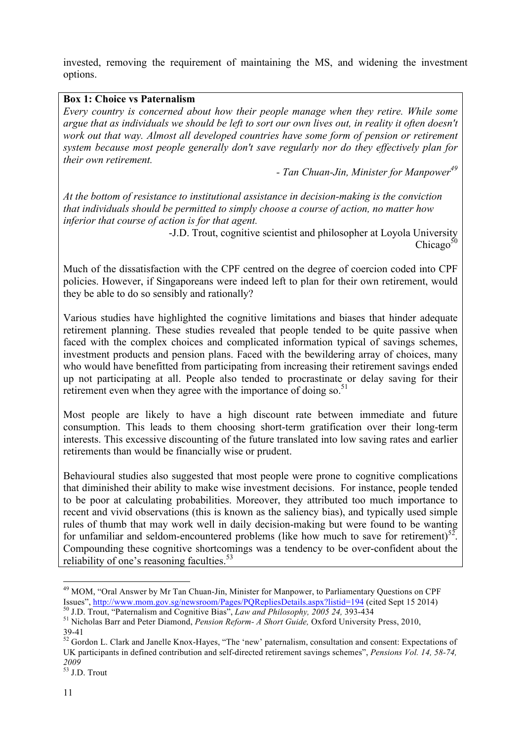invested, removing the requirement of maintaining the MS, and widening the investment options.

**Box 1: Choice vs Paternalism**

*Every country is concerned about how their people manage when they retire. While some argue that as individuals we should be left to sort our own lives out, in reality it often doesn't work out that way. Almost all developed countries have some form of pension or retirement system because most people generally don't save regularly nor do they effectively plan for their own retirement.*

*- Tan Chuan-Jin, Minister for Manpower*[49]

*At the bottom of resistance to institutional assistance in decision-making is the conviction that individuals should be permitted to simply choose a course of action, no matter how inferior that course of action is for that agent.*

-J.D. Trout, cognitive scientist and philosopher at Loyola University Chicago[50]

Much of the dissatisfaction with the CPF centred on the degree of coercion coded into CPF policies. However, if Singaporeans were indeed left to plan for their own retirement, would they be able to do so sensibly and rationally?

Various studies have highlighted the cognitive limitations and biases that hinder adequate retirement planning. These studies revealed that people tended to be quite passive when faced with the complex choices and complicated information typical of savings schemes, investment products and pension plans. Faced with the bewildering array of choices, many who would have benefitted from participating from increasing their retirement savings ended up not participating at all. People also tended to procrastinate or delay saving for their retirement even when they agree with the importance of doing so.[51]

Most people are likely to have a high discount rate between immediate and future consumption. This leads to them choosing short-term gratification over their long-term interests. This excessive discounting of the future translated into low saving rates and earlier retirements than would be financially wise or prudent.

Behavioural studies also suggested that most people were prone to cognitive complications that diminished their ability to make wise investment decisions. For instance, people tended to be poor at calculating probabilities. Moreover, they attributed too much importance to recent and vivid observations (this is known as the saliency bias), and typically used simple rules of thumb that may work well in daily decision-making but were found to be wanting for unfamiliar and seldom-encountered problems (like how much to save for retirement)[52]. Compounding these cognitive shortcomings was a tendency to be over-confident about the reliability of one's reasoning faculties.[53]

---

[49] MOM, "Oral Answer by Mr Tan Chuan-Jin, Minister for Manpower, to Parliamentary Questions on CPF Issues", http://www.mom.gov.sg/newsroom/Pages/PQRepliesDetails.aspx?listid=194 (cited Sept 15 2014)

[50] J.D. Trout, "Paternalism and Cognitive Bias", *Law and Philosophy, 2005 24,* 393-434

[51] Nicholas Barr and Peter Diamond, *Pension Reform- A Short Guide,* Oxford University Press, 2010, 39-41

[52] Gordon L. Clark and Janelle Knox-Hayes, "The 'new' paternalism, consultation and consent: Expectations of UK participants in defined contribution and self-directed retirement savings schemes", *Pensions Vol. 14, 58-74, 2009*

[53] J.D. Trout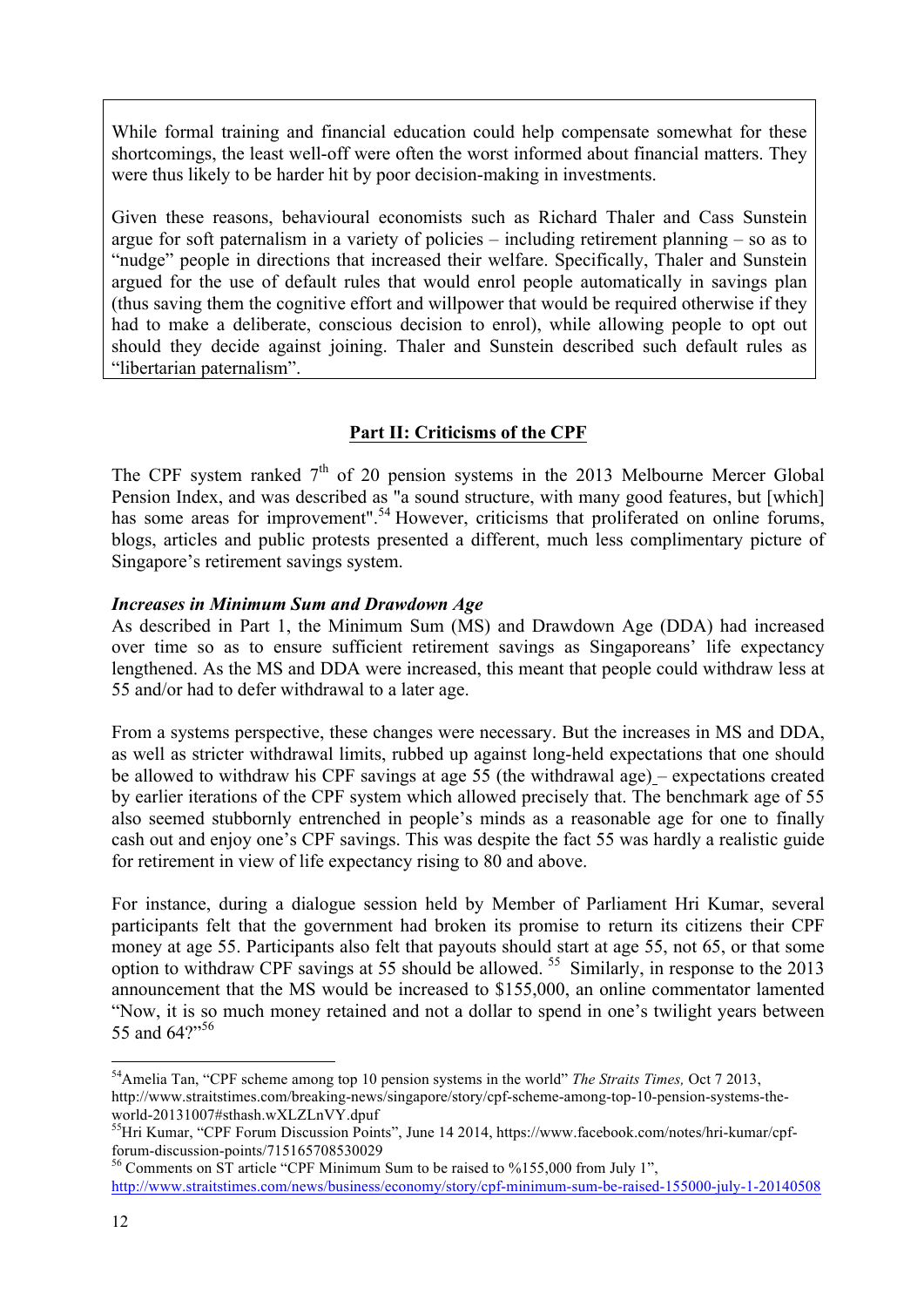While formal training and financial education could help compensate somewhat for these shortcomings, the least well-off were often the worst informed about financial matters. They were thus likely to be harder hit by poor decision-making in investments.

Given these reasons, behavioural economists such as Richard Thaler and Cass Sunstein argue for soft paternalism in a variety of policies – including retirement planning – so as to "nudge" people in directions that increased their welfare. Specifically, Thaler and Sunstein argued for the use of default rules that would enrol people automatically in savings plan (thus saving them the cognitive effort and willpower that would be required otherwise if they had to make a deliberate, conscious decision to enrol), while allowing people to opt out should they decide against joining. Thaler and Sunstein described such default rules as "libertarian paternalism".

## Part II: Criticisms of the CPF

The CPF system ranked 7th of 20 pension systems in the 2013 Melbourne Mercer Global Pension Index, and was described as "a sound structure, with many good features, but [which] has some areas for improvement".[54] However, criticisms that proliferated on online forums, blogs, articles and public protests presented a different, much less complimentary picture of Singapore's retirement savings system.

### *Increases in Minimum Sum and Drawdown Age*

As described in Part 1, the Minimum Sum (MS) and Drawdown Age (DDA) had increased over time so as to ensure sufficient retirement savings as Singaporeans' life expectancy lengthened. As the MS and DDA were increased, this meant that people could withdraw less at 55 and/or had to defer withdrawal to a later age.

From a systems perspective, these changes were necessary. But the increases in MS and DDA, as well as stricter withdrawal limits, rubbed up against long-held expectations that one should be allowed to withdraw his CPF savings at age 55 (the withdrawal age) – expectations created by earlier iterations of the CPF system which allowed precisely that. The benchmark age of 55 also seemed stubbornly entrenched in people's minds as a reasonable age for one to finally cash out and enjoy one's CPF savings. This was despite the fact 55 was hardly a realistic guide for retirement in view of life expectancy rising to 80 and above.

For instance, during a dialogue session held by Member of Parliament Hri Kumar, several participants felt that the government had broken its promise to return its citizens their CPF money at age 55. Participants also felt that payouts should start at age 55, not 65, or that some option to withdraw CPF savings at 55 should be allowed.[55] Similarly, in response to the 2013 announcement that the MS would be increased to $155,000, an online commentator lamented "Now, it is so much money retained and not a dollar to spend in one's twilight years between 55 and 64?"[56]

---

[54] Amelia Tan, "CPF scheme among top 10 pension systems in the world" *The Straits Times,* Oct 7 2013, http://www.straitstimes.com/breaking-news/singapore/story/cpf-scheme-among-top-10-pension-systems-the-world-20131007#sthash.wXLZLnVY.dpuf

[55] Hri Kumar, "CPF Forum Discussion Points", June 14 2014, https://www.facebook.com/notes/hri-kumar/cpf-forum-discussion-points/715165708530029

[56] Comments on ST article "CPF Minimum Sum to be raised to %155,000 from July 1", http://www.straitstimes.com/news/business/economy/story/cpf-minimum-sum-be-raised-155000-july-1-20140508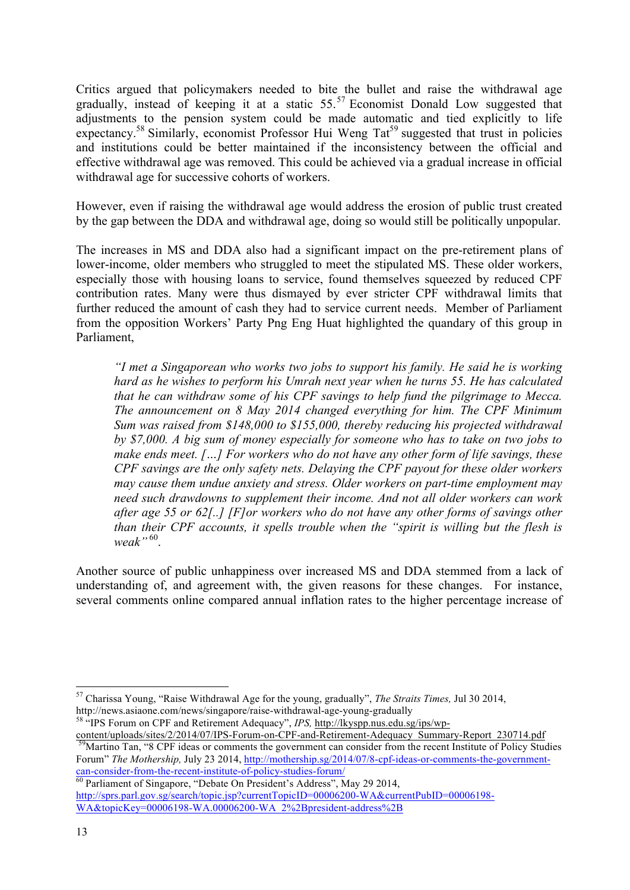Critics argued that policymakers needed to bite the bullet and raise the withdrawal age gradually, instead of keeping it at a static 55.[57] Economist Donald Low suggested that adjustments to the pension system could be made automatic and tied explicitly to life expectancy.[58] Similarly, economist Professor Hui Weng Tat[59] suggested that trust in policies and institutions could be better maintained if the inconsistency between the official and effective withdrawal age was removed. This could be achieved via a gradual increase in official withdrawal age for successive cohorts of workers.

However, even if raising the withdrawal age would address the erosion of public trust created by the gap between the DDA and withdrawal age, doing so would still be politically unpopular.

The increases in MS and DDA also had a significant impact on the pre-retirement plans of lower-income, older members who struggled to meet the stipulated MS. These older workers, especially those with housing loans to service, found themselves squeezed by reduced CPF contribution rates. Many were thus dismayed by ever stricter CPF withdrawal limits that further reduced the amount of cash they had to service current needs. Member of Parliament from the opposition Workers' Party Png Eng Huat highlighted the quandary of this group in Parliament,

> *"I met a Singaporean who works two jobs to support his family. He said he is working hard as he wishes to perform his Umrah next year when he turns 55. He has calculated that he can withdraw some of his CPF savings to help fund the pilgrimage to Mecca. The announcement on 8 May 2014 changed everything for him. The CPF Minimum Sum was raised from $148,000 to $155,000, thereby reducing his projected withdrawal by $7,000. A big sum of money especially for someone who has to take on two jobs to make ends meet. […] For workers who do not have any other form of life savings, these CPF savings are the only safety nets. Delaying the CPF payout for these older workers may cause them undue anxiety and stress. Older workers on part-time employment may need such drawdowns to supplement their income. And not all older workers can work after age 55 or 62[..] [F]or workers who do not have any other forms of savings other than their CPF accounts, it spells trouble when the "spirit is willing but the flesh is weak"*[60].

Another source of public unhappiness over increased MS and DDA stemmed from a lack of understanding of, and agreement with, the given reasons for these changes. For instance, several comments online compared annual inflation rates to the higher percentage increase of

---

[57] Charissa Young, "Raise Withdrawal Age for the young, gradually", *The Straits Times,* Jul 30 2014, http://news.asiaone.com/news/singapore/raise-withdrawal-age-young-gradually

[58] "IPS Forum on CPF and Retirement Adequacy", *IPS,* http://lkyspp.nus.edu.sg/ips/wp-content/uploads/sites/2/2014/07/IPS-Forum-on-CPF-and-Retirement-Adequacy_Summary-Report_230714.pdf

[59] Martino Tan, "8 CPF ideas or comments the government can consider from the recent Institute of Policy Studies Forum" *The Mothership,* July 23 2014, http://mothership.sg/2014/07/8-cpf-ideas-or-comments-the-government-can-consider-from-the-recent-institute-of-policy-studies-forum/

[60] Parliament of Singapore, "Debate On President's Address", May 29 2014, http://sprs.parl.gov.sg/search/topic.jsp?currentTopicID=00006200-WA&currentPubID=00006198-WA&topicKey=00006198-WA.00006200-WA_2%2Bpresident-address%2B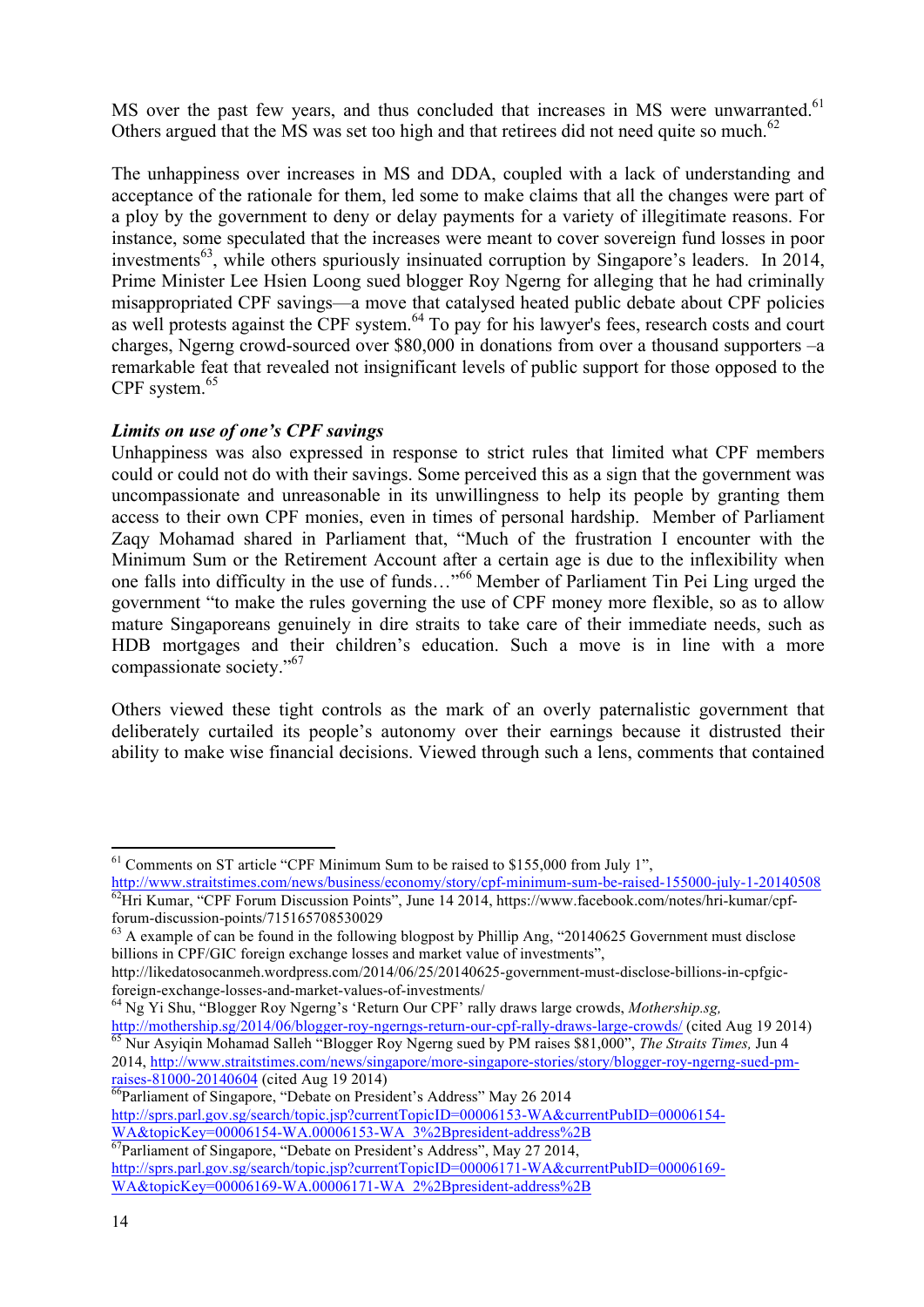MS over the past few years, and thus concluded that increases in MS were unwarranted.[61] Others argued that the MS was set too high and that retirees did not need quite so much.[62]

The unhappiness over increases in MS and DDA, coupled with a lack of understanding and acceptance of the rationale for them, led some to make claims that all the changes were part of a ploy by the government to deny or delay payments for a variety of illegitimate reasons. For instance, some speculated that the increases were meant to cover sovereign fund losses in poor investments[63], while others spuriously insinuated corruption by Singapore's leaders. In 2014, Prime Minister Lee Hsien Loong sued blogger Roy Ngerng for alleging that he had criminally misappropriated CPF savings—a move that catalysed heated public debate about CPF policies as well protests against the CPF system.[64] To pay for his lawyer's fees, research costs and court charges, Ngerng crowd-sourced over $80,000 in donations from over a thousand supporters –a remarkable feat that revealed not insignificant levels of public support for those opposed to the CPF system.[65]

***Limits on use of one's CPF savings***

Unhappiness was also expressed in response to strict rules that limited what CPF members could or could not do with their savings. Some perceived this as a sign that the government was uncompassionate and unreasonable in its unwillingness to help its people by granting them access to their own CPF monies, even in times of personal hardship. Member of Parliament Zaqy Mohamad shared in Parliament that, "Much of the frustration I encounter with the Minimum Sum or the Retirement Account after a certain age is due to the inflexibility when one falls into difficulty in the use of funds…"[66] Member of Parliament Tin Pei Ling urged the government "to make the rules governing the use of CPF money more flexible, so as to allow mature Singaporeans genuinely in dire straits to take care of their immediate needs, such as HDB mortgages and their children's education. Such a move is in line with a more compassionate society."[67]

Others viewed these tight controls as the mark of an overly paternalistic government that deliberately curtailed its people's autonomy over their earnings because it distrusted their ability to make wise financial decisions. Viewed through such a lens, comments that contained

---

[61] Comments on ST article "CPF Minimum Sum to be raised to $155,000 from July 1", http://www.straitstimes.com/news/business/economy/story/cpf-minimum-sum-be-raised-155000-july-1-20140508

[62] Hri Kumar, "CPF Forum Discussion Points", June 14 2014, https://www.facebook.com/notes/hri-kumar/cpf-forum-discussion-points/715165708530029

[63] A example of can be found in the following blogpost by Phillip Ang, "20140625 Government must disclose billions in CPF/GIC foreign exchange losses and market value of investments", http://likedatosocanmeh.wordpress.com/2014/06/25/20140625-government-must-disclose-billions-in-cpfgic-foreign-exchange-losses-and-market-values-of-investments/

[64] Ng Yi Shu, "Blogger Roy Ngerng's 'Return Our CPF' rally draws large crowds, *Mothership.sg,* http://mothership.sg/2014/06/blogger-roy-ngerngs-return-our-cpf-rally-draws-large-crowds/ (cited Aug 19 2014)

[65] Nur Asyiqin Mohamad Salleh "Blogger Roy Ngerng sued by PM raises $81,000", *The Straits Times,* Jun 4 2014, http://www.straitstimes.com/news/singapore/more-singapore-stories/story/blogger-roy-ngerng-sued-pm-raises-81000-20140604 (cited Aug 19 2014)

[66] Parliament of Singapore, "Debate on President's Address" May 26 2014 http://sprs.parl.gov.sg/search/topic.jsp?currentTopicID=00006153-WA&currentPubID=00006154-WA&topicKey=00006154-WA.00006153-WA_3%2Bpresident-address%2B

[67] Parliament of Singapore, "Debate on President's Address", May 27 2014, http://sprs.parl.gov.sg/search/topic.jsp?currentTopicID=00006171-WA&currentPubID=00006169-WA&topicKey=00006169-WA.00006171-WA_2%2Bpresident-address%2B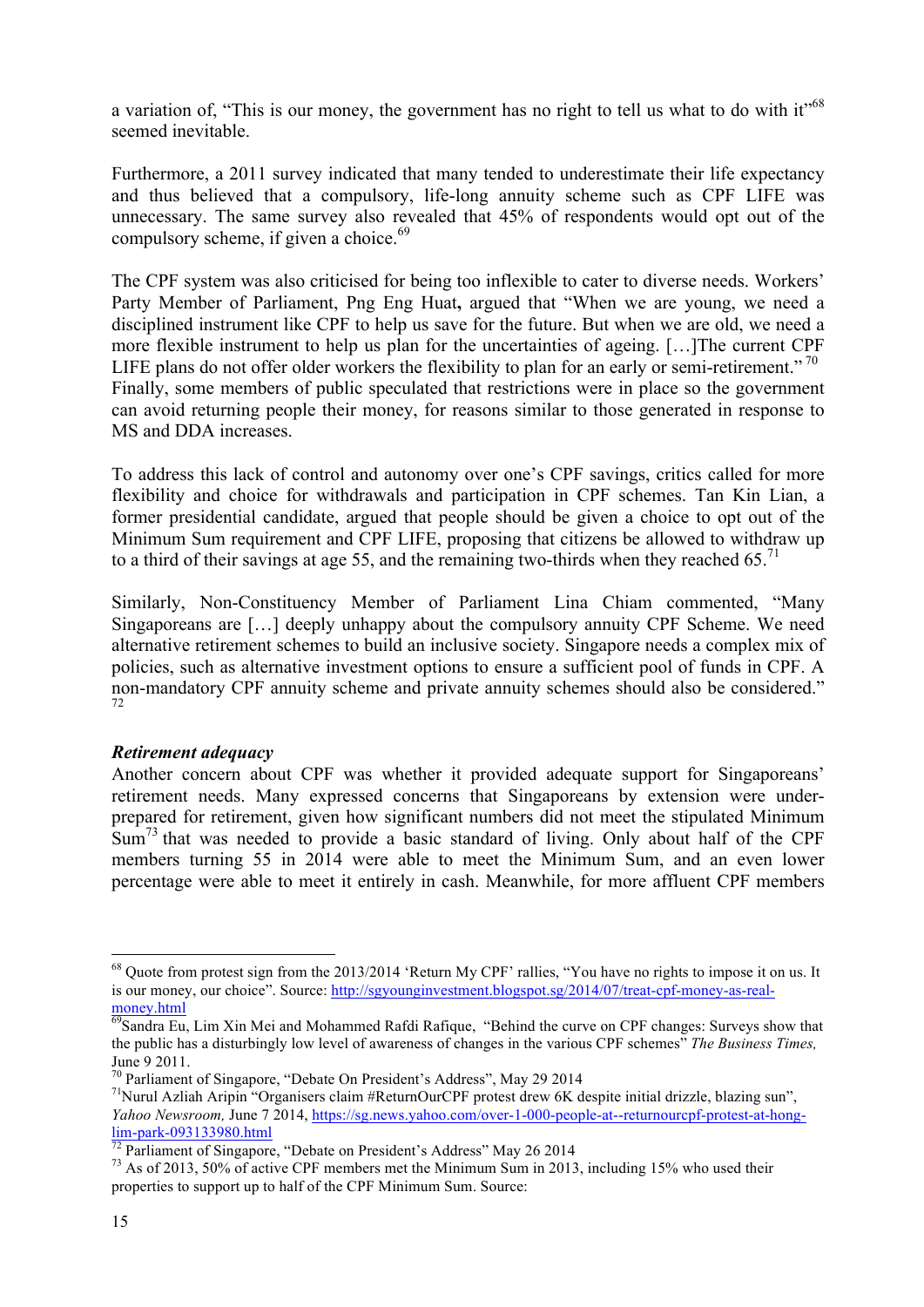a variation of, "This is our money, the government has no right to tell us what to do with it"[68] seemed inevitable.

Furthermore, a 2011 survey indicated that many tended to underestimate their life expectancy and thus believed that a compulsory, life-long annuity scheme such as CPF LIFE was unnecessary. The same survey also revealed that 45% of respondents would opt out of the compulsory scheme, if given a choice.[69]

The CPF system was also criticised for being too inflexible to cater to diverse needs. Workers' Party Member of Parliament, Png Eng Huat**,** argued that "When we are young, we need a disciplined instrument like CPF to help us save for the future. But when we are old, we need a more flexible instrument to help us plan for the uncertainties of ageing. […]The current CPF LIFE plans do not offer older workers the flexibility to plan for an early or semi-retirement."[70] Finally, some members of public speculated that restrictions were in place so the government can avoid returning people their money, for reasons similar to those generated in response to MS and DDA increases.

To address this lack of control and autonomy over one's CPF savings, critics called for more flexibility and choice for withdrawals and participation in CPF schemes. Tan Kin Lian, a former presidential candidate, argued that people should be given a choice to opt out of the Minimum Sum requirement and CPF LIFE, proposing that citizens be allowed to withdraw up to a third of their savings at age 55, and the remaining two-thirds when they reached 65.[71]

Similarly, Non-Constituency Member of Parliament Lina Chiam commented, "Many Singaporeans are […] deeply unhappy about the compulsory annuity CPF Scheme. We need alternative retirement schemes to build an inclusive society. Singapore needs a complex mix of policies, such as alternative investment options to ensure a sufficient pool of funds in CPF. A non-mandatory CPF annuity scheme and private annuity schemes should also be considered."[72]

***Retirement adequacy***

Another concern about CPF was whether it provided adequate support for Singaporeans' retirement needs. Many expressed concerns that Singaporeans by extension were under-prepared for retirement, given how significant numbers did not meet the stipulated Minimum Sum[73] that was needed to provide a basic standard of living. Only about half of the CPF members turning 55 in 2014 were able to meet the Minimum Sum, and an even lower percentage were able to meet it entirely in cash. Meanwhile, for more affluent CPF members

---

[68] Quote from protest sign from the 2013/2014 'Return My CPF' rallies, "You have no rights to impose it on us. It is our money, our choice". Source: http://sgyounginvestment.blogspot.sg/2014/07/treat-cpf-money-as-real-money.html

[69] Sandra Eu, Lim Xin Mei and Mohammed Rafdi Rafique, "Behind the curve on CPF changes: Surveys show that the public has a disturbingly low level of awareness of changes in the various CPF schemes" *The Business Times,* June 9 2011.

[70] Parliament of Singapore, "Debate On President's Address", May 29 2014

[71] Nurul Azliah Aripin "Organisers claim #ReturnOurCPF protest drew 6K despite initial drizzle, blazing sun", *Yahoo Newsroom,* June 7 2014, https://sg.news.yahoo.com/over-1-000-people-at--returnourcpf-protest-at-hong-lim-park-093133980.html

[72] Parliament of Singapore, "Debate on President's Address" May 26 2014

[73] As of 2013, 50% of active CPF members met the Minimum Sum in 2013, including 15% who used their properties to support up to half of the CPF Minimum Sum. Source: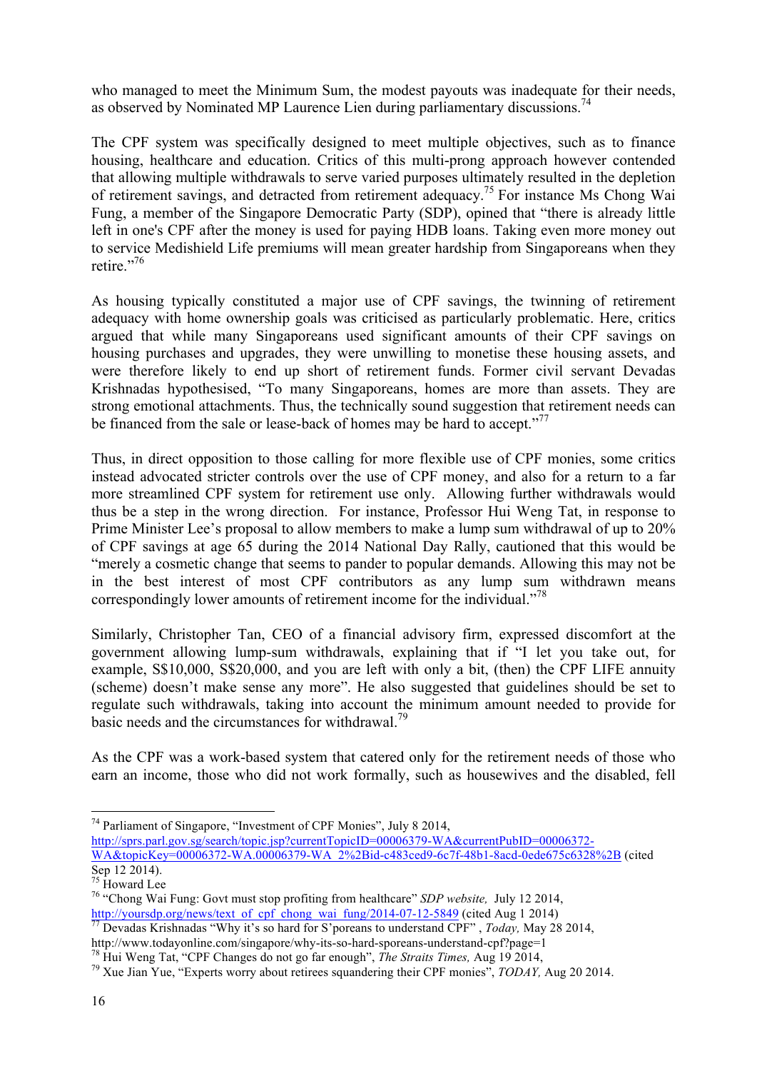who managed to meet the Minimum Sum, the modest payouts was inadequate for their needs, as observed by Nominated MP Laurence Lien during parliamentary discussions.[74]

The CPF system was specifically designed to meet multiple objectives, such as to finance housing, healthcare and education. Critics of this multi-prong approach however contended that allowing multiple withdrawals to serve varied purposes ultimately resulted in the depletion of retirement savings, and detracted from retirement adequacy.[75] For instance Ms Chong Wai Fung, a member of the Singapore Democratic Party (SDP), opined that "there is already little left in one's CPF after the money is used for paying HDB loans. Taking even more money out to service Medishield Life premiums will mean greater hardship from Singaporeans when they retire."[76]

As housing typically constituted a major use of CPF savings, the twinning of retirement adequacy with home ownership goals was criticised as particularly problematic. Here, critics argued that while many Singaporeans used significant amounts of their CPF savings on housing purchases and upgrades, they were unwilling to monetise these housing assets, and were therefore likely to end up short of retirement funds. Former civil servant Devadas Krishnadas hypothesised, "To many Singaporeans, homes are more than assets. They are strong emotional attachments. Thus, the technically sound suggestion that retirement needs can be financed from the sale or lease-back of homes may be hard to accept."[77]

Thus, in direct opposition to those calling for more flexible use of CPF monies, some critics instead advocated stricter controls over the use of CPF money, and also for a return to a far more streamlined CPF system for retirement use only. Allowing further withdrawals would thus be a step in the wrong direction. For instance, Professor Hui Weng Tat, in response to Prime Minister Lee's proposal to allow members to make a lump sum withdrawal of up to 20% of CPF savings at age 65 during the 2014 National Day Rally, cautioned that this would be "merely a cosmetic change that seems to pander to popular demands. Allowing this may not be in the best interest of most CPF contributors as any lump sum withdrawn means correspondingly lower amounts of retirement income for the individual."[78]

Similarly, Christopher Tan, CEO of a financial advisory firm, expressed discomfort at the government allowing lump-sum withdrawals, explaining that if "I let you take out, for example, S$10,000, S$20,000, and you are left with only a bit, (then) the CPF LIFE annuity (scheme) doesn't make sense any more". He also suggested that guidelines should be set to regulate such withdrawals, taking into account the minimum amount needed to provide for basic needs and the circumstances for withdrawal.[79]

As the CPF was a work-based system that catered only for the retirement needs of those who earn an income, those who did not work formally, such as housewives and the disabled, fell

---

[74] Parliament of Singapore, "Investment of CPF Monies", July 8 2014, http://sprs.parl.gov.sg/search/topic.jsp?currentTopicID=00006379-WA&currentPubID=00006372-WA&topicKey=00006372-WA.00006379-WA_2%2Bid-c483ced9-6c7f-48b1-8acd-0ede675c6328%2B (cited Sep 12 2014).

[75] Howard Lee

[76] "Chong Wai Fung: Govt must stop profiting from healthcare" *SDP website,* July 12 2014, http://yoursdp.org/news/text_of_cpf_chong_wai_fung/2014-07-12-5849 (cited Aug 1 2014)

[77] Devadas Krishnadas "Why it's so hard for S'poreans to understand CPF" , *Today,* May 28 2014, http://www.todayonline.com/singapore/why-its-so-hard-sporeans-understand-cpf?page=1

[78] Hui Weng Tat, "CPF Changes do not go far enough", *The Straits Times,* Aug 19 2014,

[79] Xue Jian Yue, "Experts worry about retirees squandering their CPF monies", *TODAY,* Aug 20 2014.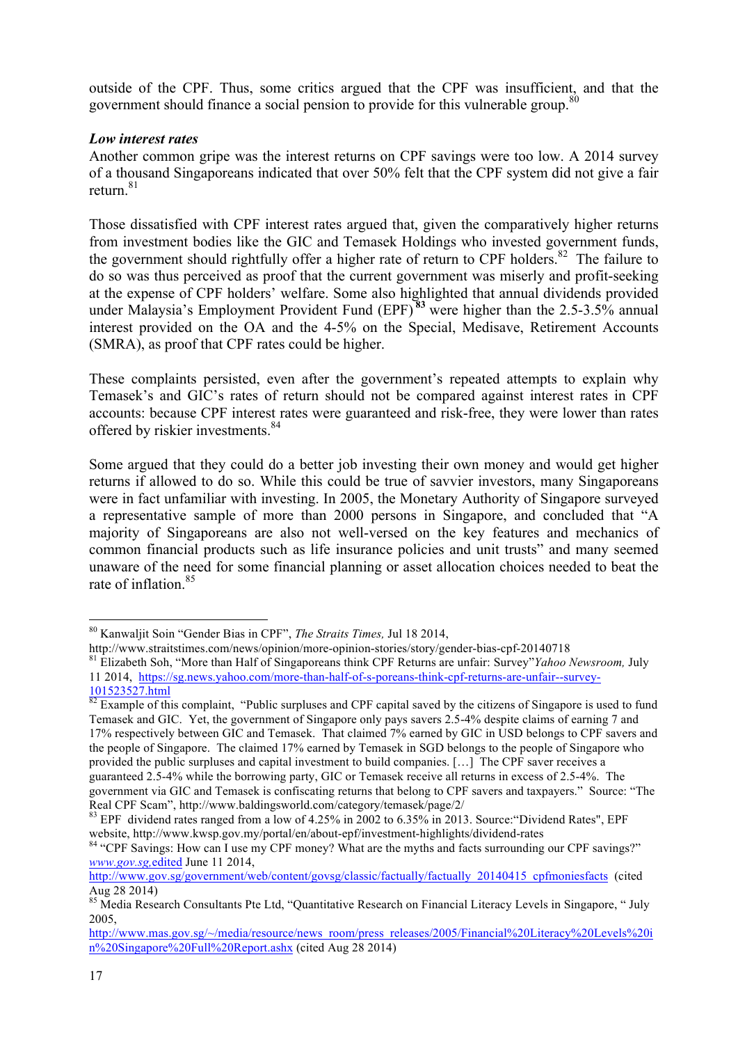outside of the CPF. Thus, some critics argued that the CPF was insufficient, and that the government should finance a social pension to provide for this vulnerable group.[80]

***Low interest rates***

Another common gripe was the interest returns on CPF savings were too low. A 2014 survey of a thousand Singaporeans indicated that over 50% felt that the CPF system did not give a fair return.[81]

Those dissatisfied with CPF interest rates argued that, given the comparatively higher returns from investment bodies like the GIC and Temasek Holdings who invested government funds, the government should rightfully offer a higher rate of return to CPF holders.[82] The failure to do so was thus perceived as proof that the current government was miserly and profit-seeking at the expense of CPF holders' welfare. Some also highlighted that annual dividends provided under Malaysia's Employment Provident Fund (EPF)[83] were higher than the 2.5-3.5% annual interest provided on the OA and the 4-5% on the Special, Medisave, Retirement Accounts (SMRA), as proof that CPF rates could be higher.

These complaints persisted, even after the government's repeated attempts to explain why Temasek's and GIC's rates of return should not be compared against interest rates in CPF accounts: because CPF interest rates were guaranteed and risk-free, they were lower than rates offered by riskier investments.[84]

Some argued that they could do a better job investing their own money and would get higher returns if allowed to do so. While this could be true of savvier investors, many Singaporeans were in fact unfamiliar with investing. In 2005, the Monetary Authority of Singapore surveyed a representative sample of more than 2000 persons in Singapore, and concluded that "A majority of Singaporeans are also not well-versed on the key features and mechanics of common financial products such as life insurance policies and unit trusts" and many seemed unaware of the need for some financial planning or asset allocation choices needed to beat the rate of inflation.[85]

---

[80] Kanwaljit Soin "Gender Bias in CPF", *The Straits Times,* Jul 18 2014, http://www.straitstimes.com/news/opinion/more-opinion-stories/story/gender-bias-cpf-20140718

[81] Elizabeth Soh, "More than Half of Singaporeans think CPF Returns are unfair: Survey"*Yahoo Newsroom,* July 11 2014, https://sg.news.yahoo.com/more-than-half-of-s-poreans-think-cpf-returns-are-unfair--survey-101523527.html

[82] Example of this complaint, "Public surpluses and CPF capital saved by the citizens of Singapore is used to fund Temasek and GIC. Yet, the government of Singapore only pays savers 2.5-4% despite claims of earning 7 and 17% respectively between GIC and Temasek. That claimed 7% earned by GIC in USD belongs to CPF savers and the people of Singapore. The claimed 17% earned by Temasek in SGD belongs to the people of Singapore who provided the public surpluses and capital investment to build companies. […] The CPF saver receives a guaranteed 2.5-4% while the borrowing party, GIC or Temasek receive all returns in excess of 2.5-4%. The government via GIC and Temasek is confiscating returns that belong to CPF savers and taxpayers." Source: "The Real CPF Scam", http://www.baldingsworld.com/category/temasek/page/2/

[83] EPF dividend rates ranged from a low of 4.25% in 2002 to 6.35% in 2013. Source:"Dividend Rates", EPF website, http://www.kwsp.gov.my/portal/en/about-epf/investment-highlights/dividend-rates

[84] "CPF Savings: How can I use my CPF money? What are the myths and facts surrounding our CPF savings?" *www.gov.sg,*edited June 11 2014, http://www.gov.sg/government/web/content/govsg/classic/factually/factually_20140415_cpfmoniesfacts (cited Aug 28 2014)

[85] Media Research Consultants Pte Ltd, "Quantitative Research on Financial Literacy Levels in Singapore, " July 2005, http://www.mas.gov.sg/~/media/resource/news_room/press_releases/2005/Financial%20Literacy%20Levels%20in%20Singapore%20Full%20Report.ashx (cited Aug 28 2014)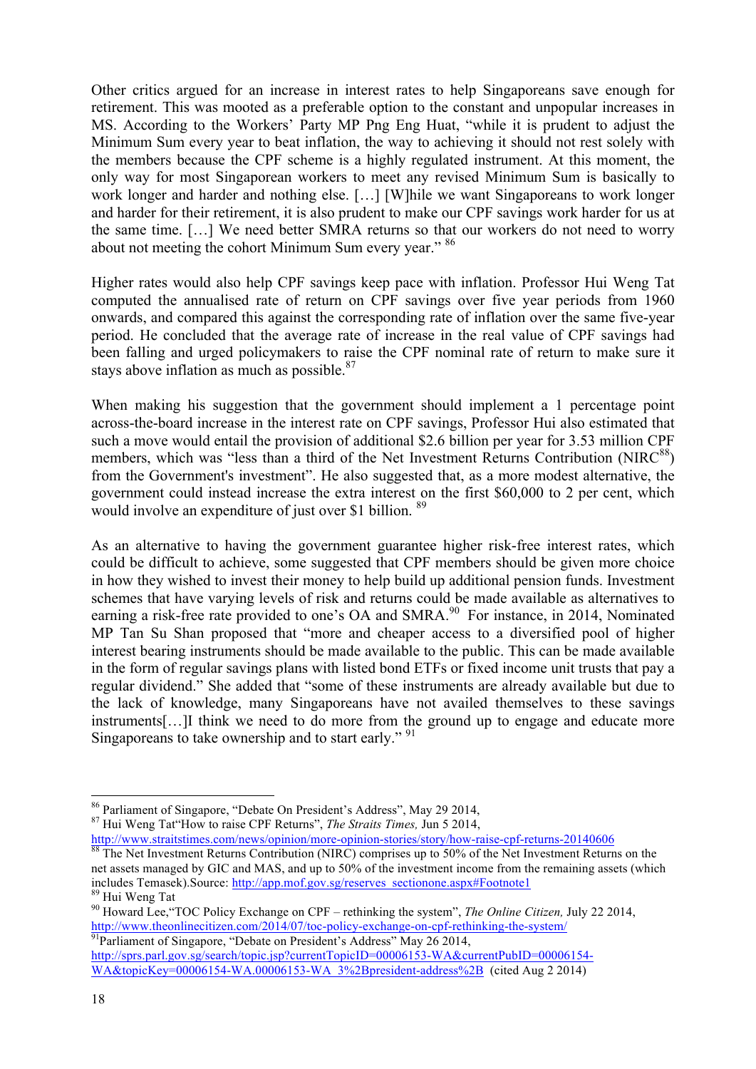Other critics argued for an increase in interest rates to help Singaporeans save enough for retirement. This was mooted as a preferable option to the constant and unpopular increases in MS. According to the Workers' Party MP Png Eng Huat, "while it is prudent to adjust the Minimum Sum every year to beat inflation, the way to achieving it should not rest solely with the members because the CPF scheme is a highly regulated instrument. At this moment, the only way for most Singaporean workers to meet any revised Minimum Sum is basically to work longer and harder and nothing else. […] [W]hile we want Singaporeans to work longer and harder for their retirement, it is also prudent to make our CPF savings work harder for us at the same time. […] We need better SMRA returns so that our workers do not need to worry about not meeting the cohort Minimum Sum every year." [86]

Higher rates would also help CPF savings keep pace with inflation. Professor Hui Weng Tat computed the annualised rate of return on CPF savings over five year periods from 1960 onwards, and compared this against the corresponding rate of inflation over the same five-year period. He concluded that the average rate of increase in the real value of CPF savings had been falling and urged policymakers to raise the CPF nominal rate of return to make sure it stays above inflation as much as possible.[87]

When making his suggestion that the government should implement a 1 percentage point across-the-board increase in the interest rate on CPF savings, Professor Hui also estimated that such a move would entail the provision of additional $2.6 billion per year for 3.53 million CPF members, which was "less than a third of the Net Investment Returns Contribution (NIRC[88]) from the Government's investment". He also suggested that, as a more modest alternative, the government could instead increase the extra interest on the first $60,000 to 2 per cent, which would involve an expenditure of just over $1 billion. [89]

As an alternative to having the government guarantee higher risk-free interest rates, which could be difficult to achieve, some suggested that CPF members should be given more choice in how they wished to invest their money to help build up additional pension funds. Investment schemes that have varying levels of risk and returns could be made available as alternatives to earning a risk-free rate provided to one's OA and SMRA.[90] For instance, in 2014, Nominated MP Tan Su Shan proposed that "more and cheaper access to a diversified pool of higher interest bearing instruments should be made available to the public. This can be made available in the form of regular savings plans with listed bond ETFs or fixed income unit trusts that pay a regular dividend." She added that "some of these instruments are already available but due to the lack of knowledge, many Singaporeans have not availed themselves to these savings instruments[…]I think we need to do more from the ground up to engage and educate more Singaporeans to take ownership and to start early." [91]

---

[86] Parliament of Singapore, "Debate On President's Address", May 29 2014,

[87] Hui Weng Tat"How to raise CPF Returns", *The Straits Times,* Jun 5 2014, http://www.straitstimes.com/news/opinion/more-opinion-stories/story/how-raise-cpf-returns-20140606

[88] The Net Investment Returns Contribution (NIRC) comprises up to 50% of the Net Investment Returns on the net assets managed by GIC and MAS, and up to 50% of the investment income from the remaining assets (which includes Temasek).Source: http://app.mof.gov.sg/reserves_sectionone.aspx#Footnote1

[89] Hui Weng Tat

[90] Howard Lee,"TOC Policy Exchange on CPF – rethinking the system", *The Online Citizen,* July 22 2014, http://www.theonlinecitizen.com/2014/07/toc-policy-exchange-on-cpf-rethinking-the-system/

[91] Parliament of Singapore, "Debate on President's Address" May 26 2014, http://sprs.parl.gov.sg/search/topic.jsp?currentTopicID=00006153-WA&currentPubID=00006154-WA&topicKey=00006154-WA.00006153-WA_3%2Bpresident-address%2B (cited Aug 2 2014)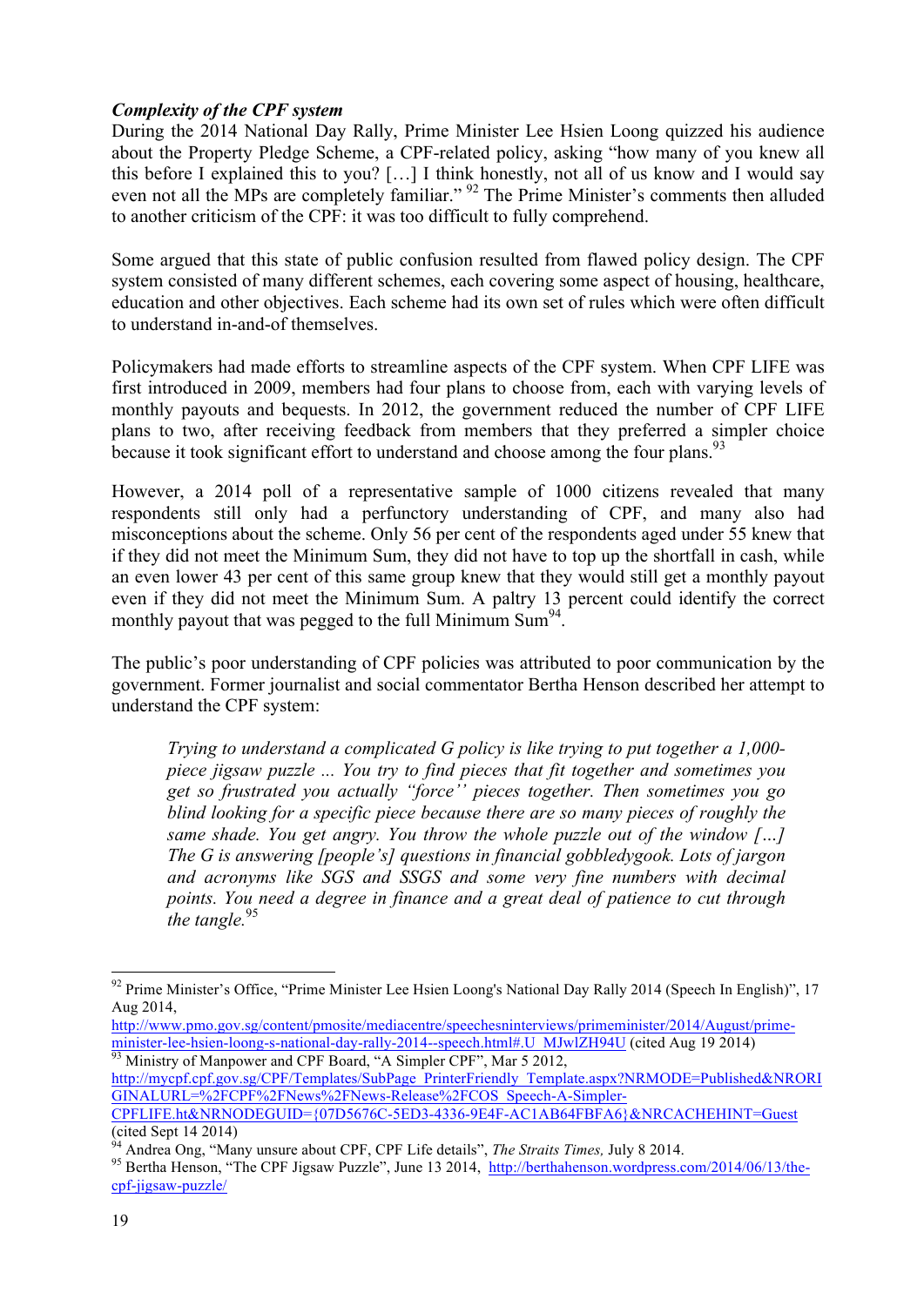***Complexity of the CPF system***

During the 2014 National Day Rally, Prime Minister Lee Hsien Loong quizzed his audience about the Property Pledge Scheme, a CPF-related policy, asking "how many of you knew all this before I explained this to you? […] I think honestly, not all of us know and I would say even not all the MPs are completely familiar." [92] The Prime Minister's comments then alluded to another criticism of the CPF: it was too difficult to fully comprehend.

Some argued that this state of public confusion resulted from flawed policy design. The CPF system consisted of many different schemes, each covering some aspect of housing, healthcare, education and other objectives. Each scheme had its own set of rules which were often difficult to understand in-and-of themselves.

Policymakers had made efforts to streamline aspects of the CPF system. When CPF LIFE was first introduced in 2009, members had four plans to choose from, each with varying levels of monthly payouts and bequests. In 2012, the government reduced the number of CPF LIFE plans to two, after receiving feedback from members that they preferred a simpler choice because it took significant effort to understand and choose among the four plans.[93]

However, a 2014 poll of a representative sample of 1000 citizens revealed that many respondents still only had a perfunctory understanding of CPF, and many also had misconceptions about the scheme. Only 56 per cent of the respondents aged under 55 knew that if they did not meet the Minimum Sum, they did not have to top up the shortfall in cash, while an even lower 43 per cent of this same group knew that they would still get a monthly payout even if they did not meet the Minimum Sum. A paltry 13 percent could identify the correct monthly payout that was pegged to the full Minimum Sum[94].

The public's poor understanding of CPF policies was attributed to poor communication by the government. Former journalist and social commentator Bertha Henson described her attempt to understand the CPF system:

> *Trying to understand a complicated G policy is like trying to put together a 1,000-piece jigsaw puzzle ... You try to find pieces that fit together and sometimes you get so frustrated you actually "force" pieces together. Then sometimes you go blind looking for a specific piece because there are so many pieces of roughly the same shade. You get angry. You throw the whole puzzle out of the window […] The G is answering [people's] questions in financial gobbledygook. Lots of jargon and acronyms like SGS and SSGS and some very fine numbers with decimal points. You need a degree in finance and a great deal of patience to cut through the tangle.*[95]

---

[92] Prime Minister's Office, "Prime Minister Lee Hsien Loong's National Day Rally 2014 (Speech In English)", 17 Aug 2014, http://www.pmo.gov.sg/content/pmosite/mediacentre/speechesninterviews/primeminister/2014/August/prime-minister-lee-hsien-loong-s-national-day-rally-2014--speech.html#.U_MJwlZH94U (cited Aug 19 2014)

[93] Ministry of Manpower and CPF Board, "A Simpler CPF", Mar 5 2012, http://mycpf.cpf.gov.sg/CPF/Templates/SubPage_PrinterFriendly_Template.aspx?NRMODE=Published&NRORIGINALURL=%2FCPF%2FNews%2FNews-Release%2FCOS_Speech-A-Simpler-CPFLIFE.ht&NRNODEGUID={07D5676C-5ED3-4336-9E4F-AC1AB64FBFA6}&NRCACHEHINT=Guest (cited Sept 14 2014)

[94] Andrea Ong, "Many unsure about CPF, CPF Life details", *The Straits Times,* July 8 2014.

[95] Bertha Henson, "The CPF Jigsaw Puzzle", June 13 2014, http://berthahenson.wordpress.com/2014/06/13/the-cpf-jigsaw-puzzle/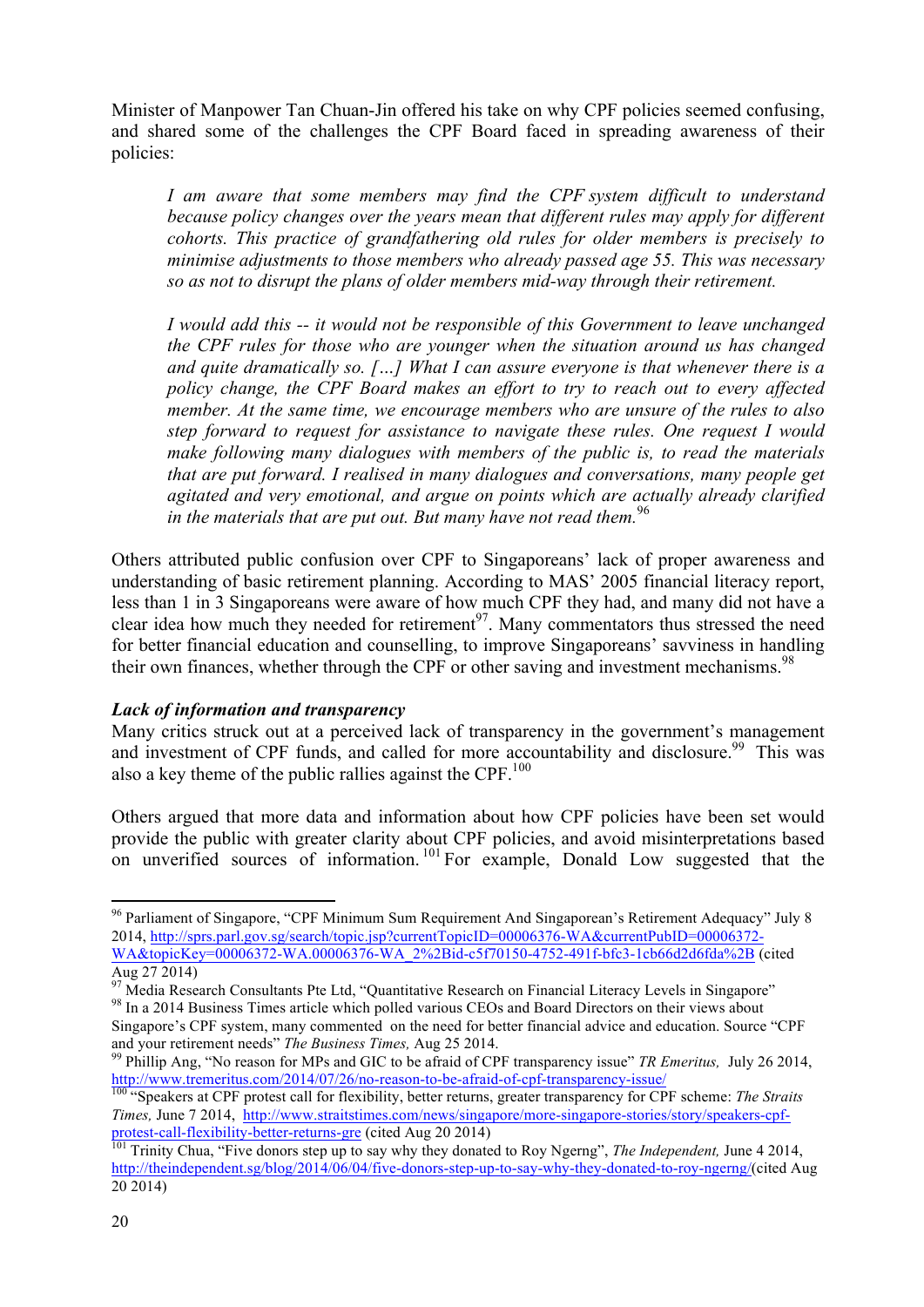Minister of Manpower Tan Chuan-Jin offered his take on why CPF policies seemed confusing, and shared some of the challenges the CPF Board faced in spreading awareness of their policies:

> *I am aware that some members may find the CPF system difficult to understand because policy changes over the years mean that different rules may apply for different cohorts. This practice of grandfathering old rules for older members is precisely to minimise adjustments to those members who already passed age 55. This was necessary so as not to disrupt the plans of older members mid-way through their retirement.*
>
> *I would add this -- it would not be responsible of this Government to leave unchanged the CPF rules for those who are younger when the situation around us has changed and quite dramatically so. […] What I can assure everyone is that whenever there is a policy change, the CPF Board makes an effort to try to reach out to every affected member. At the same time, we encourage members who are unsure of the rules to also step forward to request for assistance to navigate these rules. One request I would make following many dialogues with members of the public is, to read the materials that are put forward. I realised in many dialogues and conversations, many people get agitated and very emotional, and argue on points which are actually already clarified in the materials that are put out. But many have not read them.*[96]

Others attributed public confusion over CPF to Singaporeans' lack of proper awareness and understanding of basic retirement planning. According to MAS' 2005 financial literacy report, less than 1 in 3 Singaporeans were aware of how much CPF they had, and many did not have a clear idea how much they needed for retirement[97]. Many commentators thus stressed the need for better financial education and counselling, to improve Singaporeans' savviness in handling their own finances, whether through the CPF or other saving and investment mechanisms.[98]

***Lack of information and transparency***

Many critics struck out at a perceived lack of transparency in the government's management and investment of CPF funds, and called for more accountability and disclosure.[99] This was also a key theme of the public rallies against the CPF.[100]

Others argued that more data and information about how CPF policies have been set would provide the public with greater clarity about CPF policies, and avoid misinterpretations based on unverified sources of information.[101] For example, Donald Low suggested that the

---

[96] Parliament of Singapore, "CPF Minimum Sum Requirement And Singaporean's Retirement Adequacy" July 8 2014, http://sprs.parl.gov.sg/search/topic.jsp?currentTopicID=00006376-WA&currentPubID=00006372-WA&topicKey=00006372-WA.00006376-WA_2%2Bid-c5f70150-4752-491f-bfc3-1cb66d2d6fda%2B (cited Aug 27 2014)

[97] Media Research Consultants Pte Ltd, "Quantitative Research on Financial Literacy Levels in Singapore"

[98] In a 2014 Business Times article which polled various CEOs and Board Directors on their views about Singapore's CPF system, many commented on the need for better financial advice and education. Source "CPF and your retirement needs" *The Business Times,* Aug 25 2014.

[99] Phillip Ang, "No reason for MPs and GIC to be afraid of CPF transparency issue" *TR Emeritus,* July 26 2014, http://www.tremeritus.com/2014/07/26/no-reason-to-be-afraid-of-cpf-transparency-issue/

[100] "Speakers at CPF protest call for flexibility, better returns, greater transparency for CPF scheme: *The Straits Times,* June 7 2014, http://www.straitstimes.com/news/singapore/more-singapore-stories/story/speakers-cpf-protest-call-flexibility-better-returns-gre (cited Aug 20 2014)

[101] Trinity Chua, "Five donors step up to say why they donated to Roy Ngerng", *The Independent,* June 4 2014, http://theindependent.sg/blog/2014/06/04/five-donors-step-up-to-say-why-they-donated-to-roy-ngerng/(cited Aug 20 2014)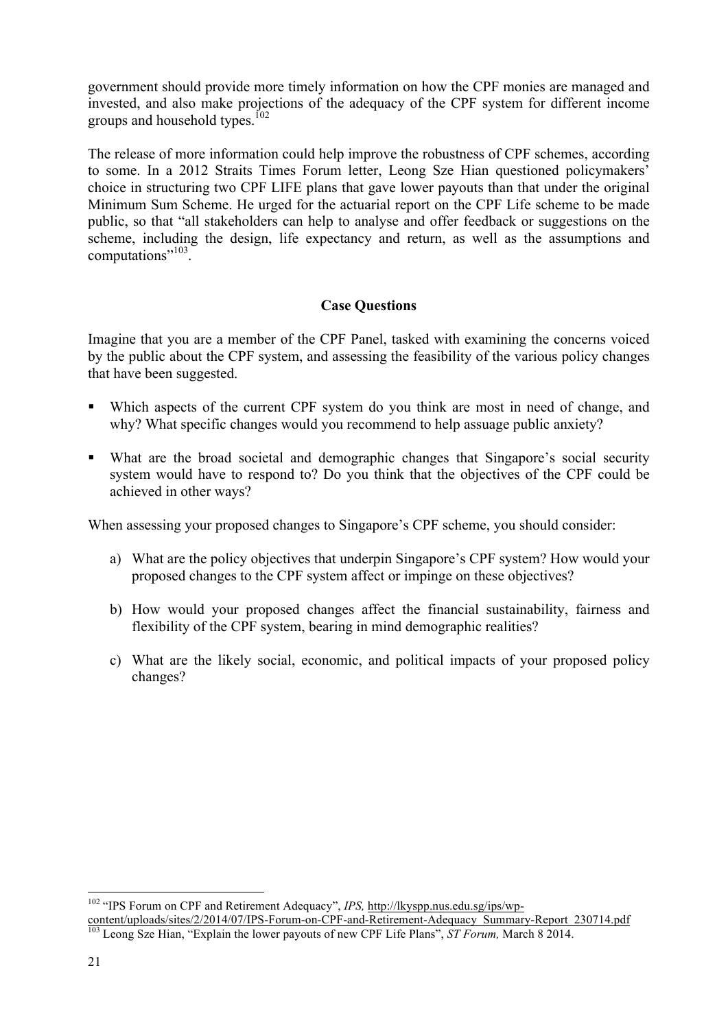government should provide more timely information on how the CPF monies are managed and invested, and also make projections of the adequacy of the CPF system for different income groups and household types.[102]

The release of more information could help improve the robustness of CPF schemes, according to some. In a 2012 Straits Times Forum letter, Leong Sze Hian questioned policymakers' choice in structuring two CPF LIFE plans that gave lower payouts than that under the original Minimum Sum Scheme. He urged for the actuarial report on the CPF Life scheme to be made public, so that "all stakeholders can help to analyse and offer feedback or suggestions on the scheme, including the design, life expectancy and return, as well as the assumptions and computations"[103].

## Case Questions

Imagine that you are a member of the CPF Panel, tasked with examining the concerns voiced by the public about the CPF system, and assessing the feasibility of the various policy changes that have been suggested.

- Which aspects of the current CPF system do you think are most in need of change, and why? What specific changes would you recommend to help assuage public anxiety?
- What are the broad societal and demographic changes that Singapore's social security system would have to respond to? Do you think that the objectives of the CPF could be achieved in other ways?

When assessing your proposed changes to Singapore's CPF scheme, you should consider:

a) What are the policy objectives that underpin Singapore's CPF system? How would your proposed changes to the CPF system affect or impinge on these objectives?

b) How would your proposed changes affect the financial sustainability, fairness and flexibility of the CPF system, bearing in mind demographic realities?

c) What are the likely social, economic, and political impacts of your proposed policy changes?

---

[102] "IPS Forum on CPF and Retirement Adequacy", *IPS,* http://lkyspp.nus.edu.sg/ips/wp-content/uploads/sites/2/2014/07/IPS-Forum-on-CPF-and-Retirement-Adequacy_Summary-Report_230714.pdf

[103] Leong Sze Hian, "Explain the lower payouts of new CPF Life Plans", *ST Forum,* March 8 2014.